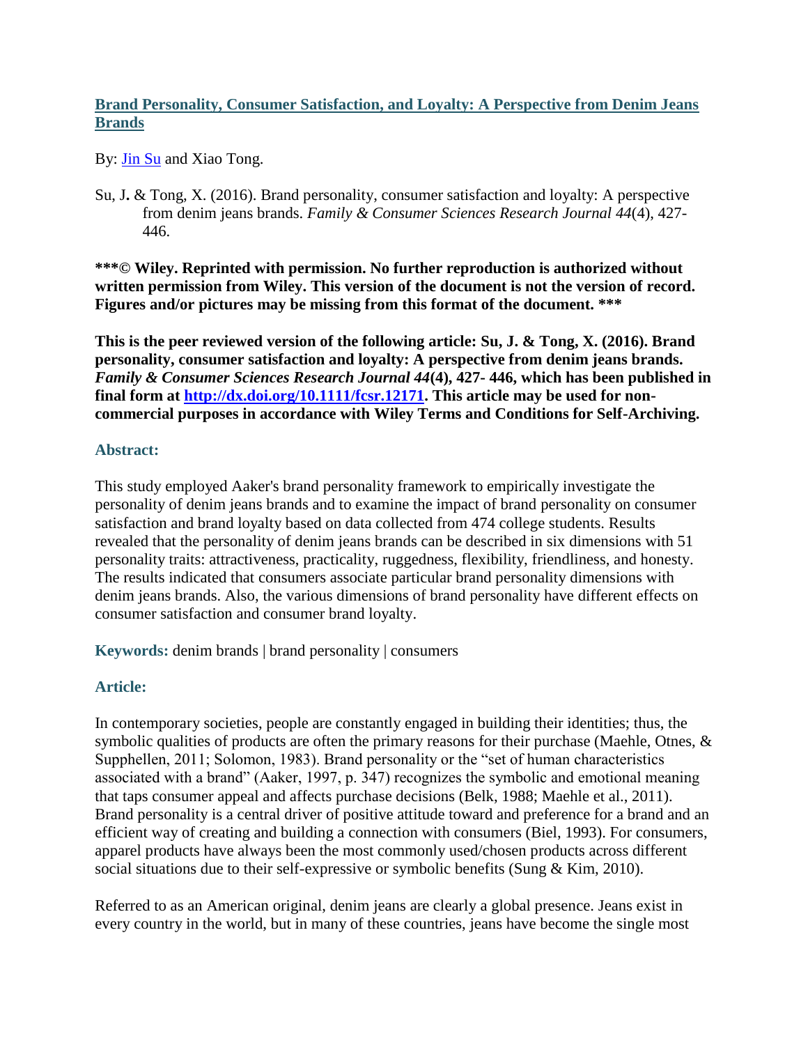## [Brand Personality, Consumer Satisfaction, and Loyalty: A Perspective from Denim Jeans Brands](#)

By: [Jin Su](#) and Xiao Tong.

Su, J. & Tong, X. (2016). Brand personality, consumer satisfaction and loyalty: A perspective from denim jeans brands. *Family & Consumer Sciences Research Journal 44*(4), 427-446.

**\*\*\*© Wiley. Reprinted with permission. No further reproduction is authorized without written permission from Wiley. This version of the document is not the version of record. Figures and/or pictures may be missing from this format of the document. \*\*\***

**This is the peer reviewed version of the following article: Su, J. & Tong, X. (2016). Brand personality, consumer satisfaction and loyalty: A perspective from denim jeans brands. *Family & Consumer Sciences Research Journal 44*(4), 427- 446, which has been published in final form at [http://dx.doi.org/10.1111/fcsr.12171](http://dx.doi.org/10.1111/fcsr.12171). This article may be used for non-commercial purposes in accordance with Wiley Terms and Conditions for Self-Archiving.**

### Abstract:

This study employed Aaker's brand personality framework to empirically investigate the personality of denim jeans brands and to examine the impact of brand personality on consumer satisfaction and brand loyalty based on data collected from 474 college students. Results revealed that the personality of denim jeans brands can be described in six dimensions with 51 personality traits: attractiveness, practicality, ruggedness, flexibility, friendliness, and honesty. The results indicated that consumers associate particular brand personality dimensions with denim jeans brands. Also, the various dimensions of brand personality have different effects on consumer satisfaction and consumer brand loyalty.

**Keywords:** denim brands | brand personality | consumers

### Article:

In contemporary societies, people are constantly engaged in building their identities; thus, the symbolic qualities of products are often the primary reasons for their purchase (Maehle, Otnes, & Supphellen, 2011; Solomon, 1983). Brand personality or the "set of human characteristics associated with a brand" (Aaker, 1997, p. 347) recognizes the symbolic and emotional meaning that taps consumer appeal and affects purchase decisions (Belk, 1988; Maehle et al., 2011). Brand personality is a central driver of positive attitude toward and preference for a brand and an efficient way of creating and building a connection with consumers (Biel, 1993). For consumers, apparel products have always been the most commonly used/chosen products across different social situations due to their self-expressive or symbolic benefits (Sung & Kim, 2010).

Referred to as an American original, denim jeans are clearly a global presence. Jeans exist in every country in the world, but in many of these countries, jeans have become the single most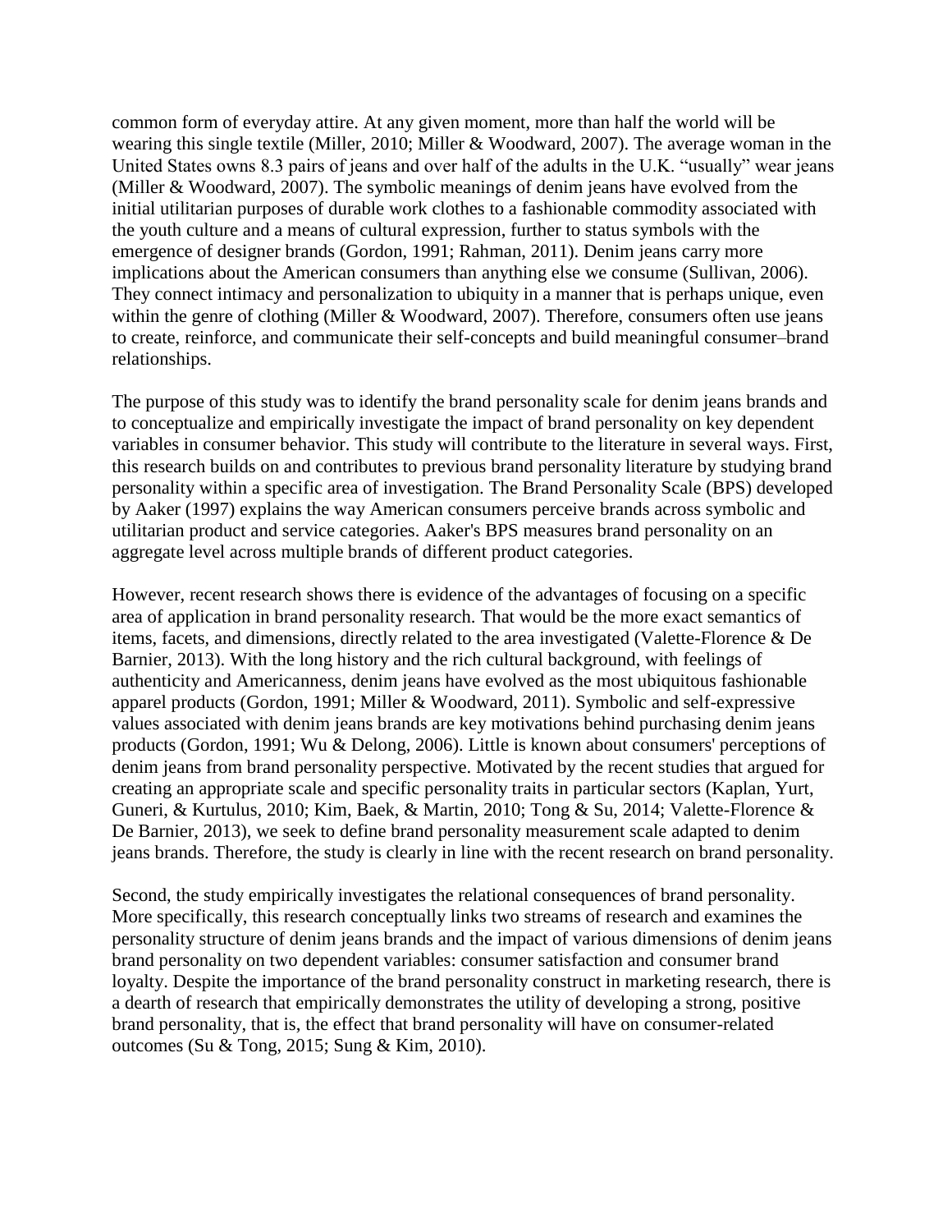common form of everyday attire. At any given moment, more than half the world will be wearing this single textile (Miller, 2010; Miller & Woodward, 2007). The average woman in the United States owns 8.3 pairs of jeans and over half of the adults in the U.K. "usually" wear jeans (Miller & Woodward, 2007). The symbolic meanings of denim jeans have evolved from the initial utilitarian purposes of durable work clothes to a fashionable commodity associated with the youth culture and a means of cultural expression, further to status symbols with the emergence of designer brands (Gordon, 1991; Rahman, 2011). Denim jeans carry more implications about the American consumers than anything else we consume (Sullivan, 2006). They connect intimacy and personalization to ubiquity in a manner that is perhaps unique, even within the genre of clothing (Miller & Woodward, 2007). Therefore, consumers often use jeans to create, reinforce, and communicate their self-concepts and build meaningful consumer–brand relationships.

The purpose of this study was to identify the brand personality scale for denim jeans brands and to conceptualize and empirically investigate the impact of brand personality on key dependent variables in consumer behavior. This study will contribute to the literature in several ways. First, this research builds on and contributes to previous brand personality literature by studying brand personality within a specific area of investigation. The Brand Personality Scale (BPS) developed by Aaker (1997) explains the way American consumers perceive brands across symbolic and utilitarian product and service categories. Aaker's BPS measures brand personality on an aggregate level across multiple brands of different product categories.

However, recent research shows there is evidence of the advantages of focusing on a specific area of application in brand personality research. That would be the more exact semantics of items, facets, and dimensions, directly related to the area investigated (Valette-Florence & De Barnier, 2013). With the long history and the rich cultural background, with feelings of authenticity and Americanness, denim jeans have evolved as the most ubiquitous fashionable apparel products (Gordon, 1991; Miller & Woodward, 2011). Symbolic and self-expressive values associated with denim jeans brands are key motivations behind purchasing denim jeans products (Gordon, 1991; Wu & Delong, 2006). Little is known about consumers' perceptions of denim jeans from brand personality perspective. Motivated by the recent studies that argued for creating an appropriate scale and specific personality traits in particular sectors (Kaplan, Yurt, Guneri, & Kurtulus, 2010; Kim, Baek, & Martin, 2010; Tong & Su, 2014; Valette-Florence & De Barnier, 2013), we seek to define brand personality measurement scale adapted to denim jeans brands. Therefore, the study is clearly in line with the recent research on brand personality.

Second, the study empirically investigates the relational consequences of brand personality. More specifically, this research conceptually links two streams of research and examines the personality structure of denim jeans brands and the impact of various dimensions of denim jeans brand personality on two dependent variables: consumer satisfaction and consumer brand loyalty. Despite the importance of the brand personality construct in marketing research, there is a dearth of research that empirically demonstrates the utility of developing a strong, positive brand personality, that is, the effect that brand personality will have on consumer-related outcomes (Su & Tong, 2015; Sung & Kim, 2010).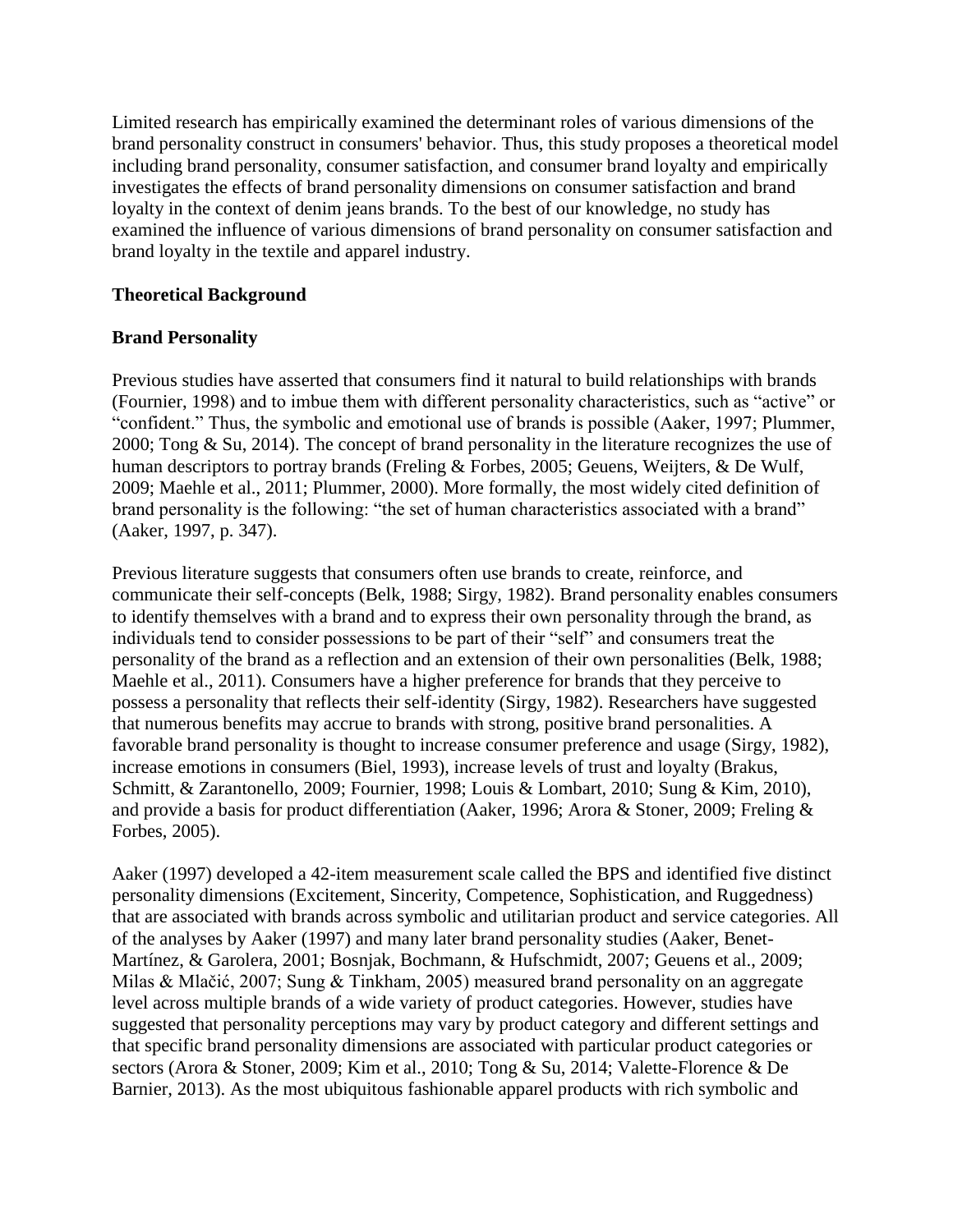Limited research has empirically examined the determinant roles of various dimensions of the brand personality construct in consumers' behavior. Thus, this study proposes a theoretical model including brand personality, consumer satisfaction, and consumer brand loyalty and empirically investigates the effects of brand personality dimensions on consumer satisfaction and brand loyalty in the context of denim jeans brands. To the best of our knowledge, no study has examined the influence of various dimensions of brand personality on consumer satisfaction and brand loyalty in the textile and apparel industry.

## Theoretical Background

### Brand Personality

Previous studies have asserted that consumers find it natural to build relationships with brands (Fournier, 1998) and to imbue them with different personality characteristics, such as "active" or "confident." Thus, the symbolic and emotional use of brands is possible (Aaker, 1997; Plummer, 2000; Tong & Su, 2014). The concept of brand personality in the literature recognizes the use of human descriptors to portray brands (Freling & Forbes, 2005; Geuens, Weijters, & De Wulf, 2009; Maehle et al., 2011; Plummer, 2000). More formally, the most widely cited definition of brand personality is the following: "the set of human characteristics associated with a brand" (Aaker, 1997, p. 347).

Previous literature suggests that consumers often use brands to create, reinforce, and communicate their self-concepts (Belk, 1988; Sirgy, 1982). Brand personality enables consumers to identify themselves with a brand and to express their own personality through the brand, as individuals tend to consider possessions to be part of their "self" and consumers treat the personality of the brand as a reflection and an extension of their own personalities (Belk, 1988; Maehle et al., 2011). Consumers have a higher preference for brands that they perceive to possess a personality that reflects their self-identity (Sirgy, 1982). Researchers have suggested that numerous benefits may accrue to brands with strong, positive brand personalities. A favorable brand personality is thought to increase consumer preference and usage (Sirgy, 1982), increase emotions in consumers (Biel, 1993), increase levels of trust and loyalty (Brakus, Schmitt, & Zarantonello, 2009; Fournier, 1998; Louis & Lombart, 2010; Sung & Kim, 2010), and provide a basis for product differentiation (Aaker, 1996; Arora & Stoner, 2009; Freling & Forbes, 2005).

Aaker (1997) developed a 42-item measurement scale called the BPS and identified five distinct personality dimensions (Excitement, Sincerity, Competence, Sophistication, and Ruggedness) that are associated with brands across symbolic and utilitarian product and service categories. All of the analyses by Aaker (1997) and many later brand personality studies (Aaker, Benet-Martínez, & Garolera, 2001; Bosnjak, Bochmann, & Hufschmidt, 2007; Geuens et al., 2009; Milas & Mlačić, 2007; Sung & Tinkham, 2005) measured brand personality on an aggregate level across multiple brands of a wide variety of product categories. However, studies have suggested that personality perceptions may vary by product category and different settings and that specific brand personality dimensions are associated with particular product categories or sectors (Arora & Stoner, 2009; Kim et al., 2010; Tong & Su, 2014; Valette-Florence & De Barnier, 2013). As the most ubiquitous fashionable apparel products with rich symbolic and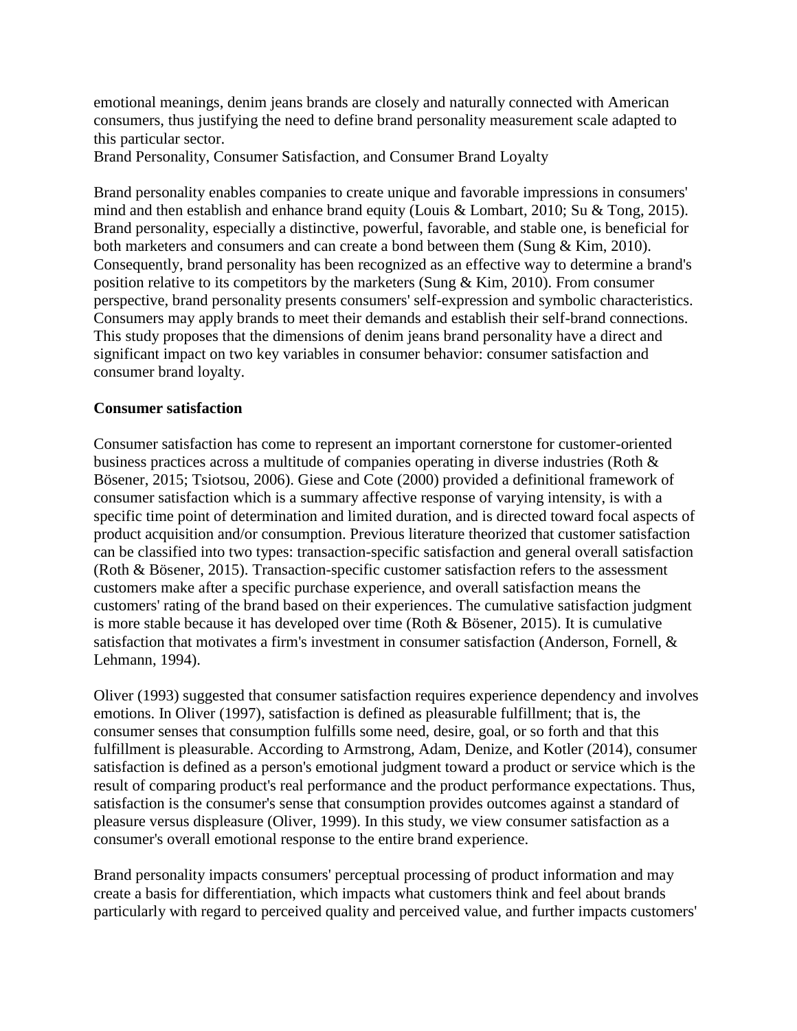emotional meanings, denim jeans brands are closely and naturally connected with American consumers, thus justifying the need to define brand personality measurement scale adapted to this particular sector.

Brand Personality, Consumer Satisfaction, and Consumer Brand Loyalty

Brand personality enables companies to create unique and favorable impressions in consumers' mind and then establish and enhance brand equity (Louis & Lombart, 2010; Su & Tong, 2015). Brand personality, especially a distinctive, powerful, favorable, and stable one, is beneficial for both marketers and consumers and can create a bond between them (Sung & Kim, 2010). Consequently, brand personality has been recognized as an effective way to determine a brand's position relative to its competitors by the marketers (Sung & Kim, 2010). From consumer perspective, brand personality presents consumers' self-expression and symbolic characteristics. Consumers may apply brands to meet their demands and establish their self-brand connections. This study proposes that the dimensions of denim jeans brand personality have a direct and significant impact on two key variables in consumer behavior: consumer satisfaction and consumer brand loyalty.

**Consumer satisfaction**

Consumer satisfaction has come to represent an important cornerstone for customer-oriented business practices across a multitude of companies operating in diverse industries (Roth & Bösener, 2015; Tsiotsou, 2006). Giese and Cote (2000) provided a definitional framework of consumer satisfaction which is a summary affective response of varying intensity, is with a specific time point of determination and limited duration, and is directed toward focal aspects of product acquisition and/or consumption. Previous literature theorized that customer satisfaction can be classified into two types: transaction-specific satisfaction and general overall satisfaction (Roth & Bösener, 2015). Transaction-specific customer satisfaction refers to the assessment customers make after a specific purchase experience, and overall satisfaction means the customers' rating of the brand based on their experiences. The cumulative satisfaction judgment is more stable because it has developed over time (Roth & Bösener, 2015). It is cumulative satisfaction that motivates a firm's investment in consumer satisfaction (Anderson, Fornell, & Lehmann, 1994).

Oliver (1993) suggested that consumer satisfaction requires experience dependency and involves emotions. In Oliver (1997), satisfaction is defined as pleasurable fulfillment; that is, the consumer senses that consumption fulfills some need, desire, goal, or so forth and that this fulfillment is pleasurable. According to Armstrong, Adam, Denize, and Kotler (2014), consumer satisfaction is defined as a person's emotional judgment toward a product or service which is the result of comparing product's real performance and the product performance expectations. Thus, satisfaction is the consumer's sense that consumption provides outcomes against a standard of pleasure versus displeasure (Oliver, 1999). In this study, we view consumer satisfaction as a consumer's overall emotional response to the entire brand experience.

Brand personality impacts consumers' perceptual processing of product information and may create a basis for differentiation, which impacts what customers think and feel about brands particularly with regard to perceived quality and perceived value, and further impacts customers'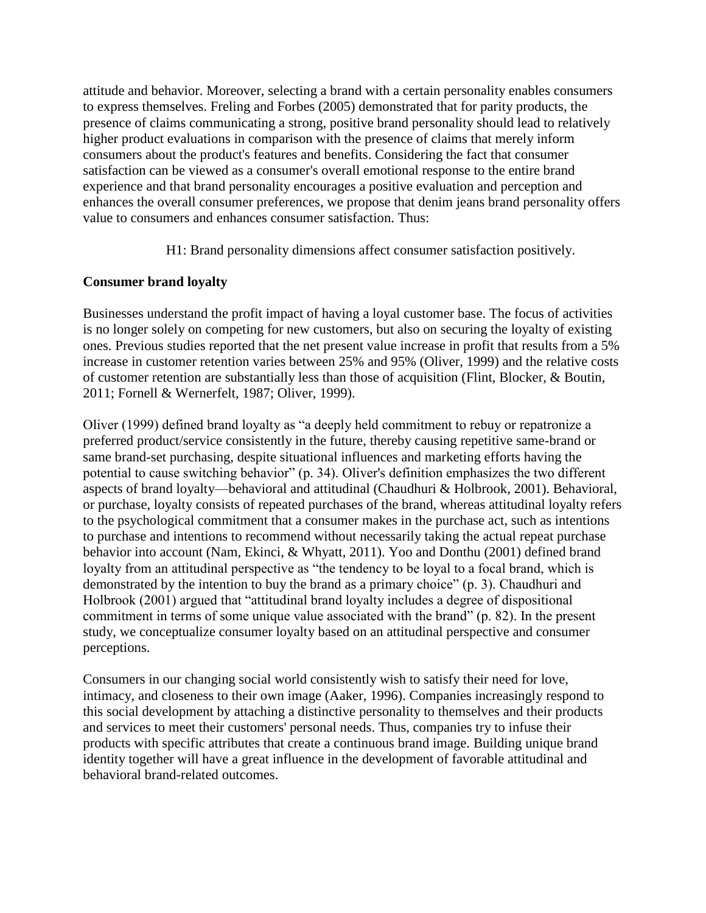attitude and behavior. Moreover, selecting a brand with a certain personality enables consumers to express themselves. Freling and Forbes (2005) demonstrated that for parity products, the presence of claims communicating a strong, positive brand personality should lead to relatively higher product evaluations in comparison with the presence of claims that merely inform consumers about the product's features and benefits. Considering the fact that consumer satisfaction can be viewed as a consumer's overall emotional response to the entire brand experience and that brand personality encourages a positive evaluation and perception and enhances the overall consumer preferences, we propose that denim jeans brand personality offers value to consumers and enhances consumer satisfaction. Thus:

H1: Brand personality dimensions affect consumer satisfaction positively.

**Consumer brand loyalty**

Businesses understand the profit impact of having a loyal customer base. The focus of activities is no longer solely on competing for new customers, but also on securing the loyalty of existing ones. Previous studies reported that the net present value increase in profit that results from a 5% increase in customer retention varies between 25% and 95% (Oliver, 1999) and the relative costs of customer retention are substantially less than those of acquisition (Flint, Blocker, & Boutin, 2011; Fornell & Wernerfelt, 1987; Oliver, 1999).

Oliver (1999) defined brand loyalty as "a deeply held commitment to rebuy or repatronize a preferred product/service consistently in the future, thereby causing repetitive same-brand or same brand-set purchasing, despite situational influences and marketing efforts having the potential to cause switching behavior" (p. 34). Oliver's definition emphasizes the two different aspects of brand loyalty—behavioral and attitudinal (Chaudhuri & Holbrook, 2001). Behavioral, or purchase, loyalty consists of repeated purchases of the brand, whereas attitudinal loyalty refers to the psychological commitment that a consumer makes in the purchase act, such as intentions to purchase and intentions to recommend without necessarily taking the actual repeat purchase behavior into account (Nam, Ekinci, & Whyatt, 2011). Yoo and Donthu (2001) defined brand loyalty from an attitudinal perspective as "the tendency to be loyal to a focal brand, which is demonstrated by the intention to buy the brand as a primary choice" (p. 3). Chaudhuri and Holbrook (2001) argued that "attitudinal brand loyalty includes a degree of dispositional commitment in terms of some unique value associated with the brand" (p. 82). In the present study, we conceptualize consumer loyalty based on an attitudinal perspective and consumer perceptions.

Consumers in our changing social world consistently wish to satisfy their need for love, intimacy, and closeness to their own image (Aaker, 1996). Companies increasingly respond to this social development by attaching a distinctive personality to themselves and their products and services to meet their customers' personal needs. Thus, companies try to infuse their products with specific attributes that create a continuous brand image. Building unique brand identity together will have a great influence in the development of favorable attitudinal and behavioral brand-related outcomes.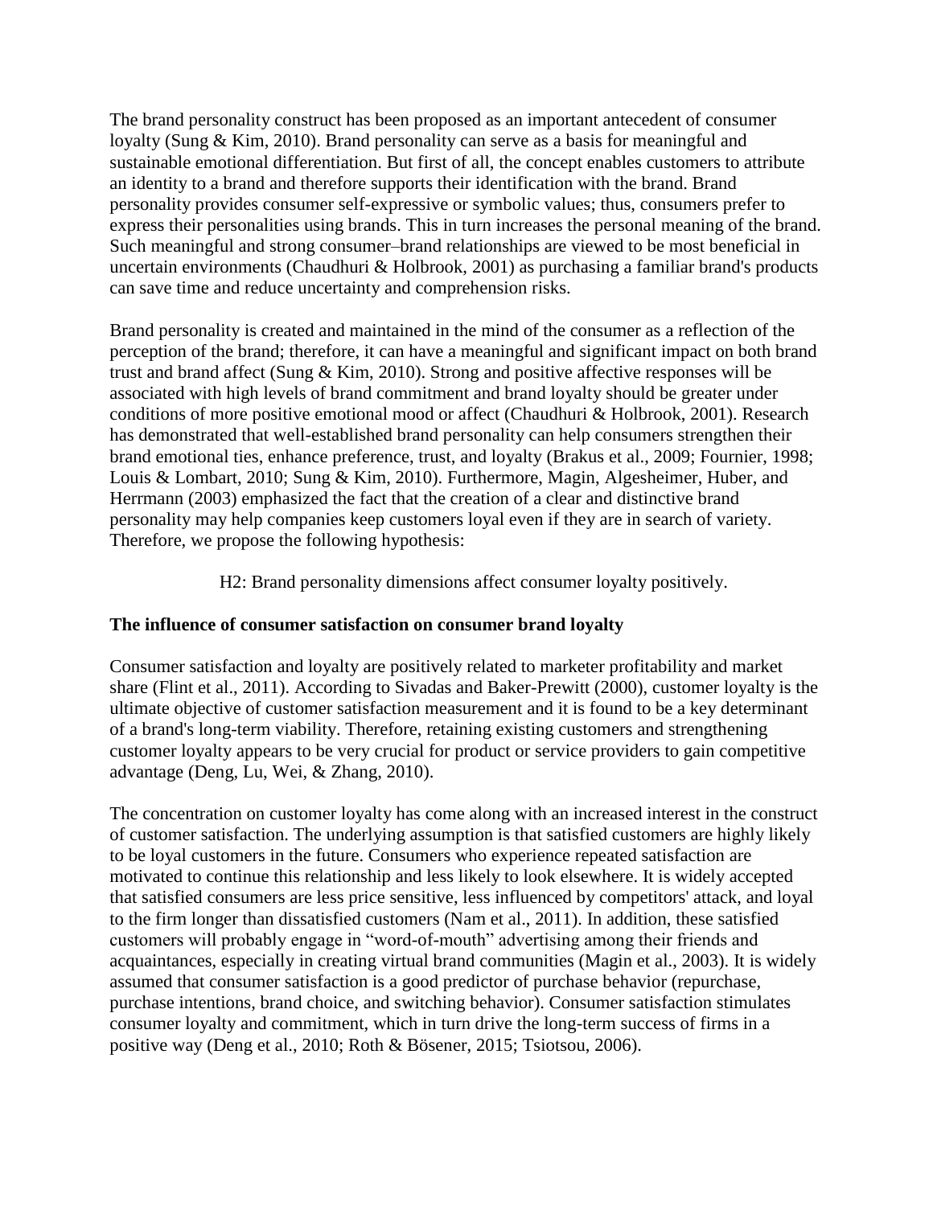The brand personality construct has been proposed as an important antecedent of consumer loyalty (Sung & Kim, 2010). Brand personality can serve as a basis for meaningful and sustainable emotional differentiation. But first of all, the concept enables customers to attribute an identity to a brand and therefore supports their identification with the brand. Brand personality provides consumer self-expressive or symbolic values; thus, consumers prefer to express their personalities using brands. This in turn increases the personal meaning of the brand. Such meaningful and strong consumer–brand relationships are viewed to be most beneficial in uncertain environments (Chaudhuri & Holbrook, 2001) as purchasing a familiar brand's products can save time and reduce uncertainty and comprehension risks.

Brand personality is created and maintained in the mind of the consumer as a reflection of the perception of the brand; therefore, it can have a meaningful and significant impact on both brand trust and brand affect (Sung & Kim, 2010). Strong and positive affective responses will be associated with high levels of brand commitment and brand loyalty should be greater under conditions of more positive emotional mood or affect (Chaudhuri & Holbrook, 2001). Research has demonstrated that well-established brand personality can help consumers strengthen their brand emotional ties, enhance preference, trust, and loyalty (Brakus et al., 2009; Fournier, 1998; Louis & Lombart, 2010; Sung & Kim, 2010). Furthermore, Magin, Algesheimer, Huber, and Herrmann (2003) emphasized the fact that the creation of a clear and distinctive brand personality may help companies keep customers loyal even if they are in search of variety. Therefore, we propose the following hypothesis:

H2: Brand personality dimensions affect consumer loyalty positively.

**The influence of consumer satisfaction on consumer brand loyalty**

Consumer satisfaction and loyalty are positively related to marketer profitability and market share (Flint et al., 2011). According to Sivadas and Baker-Prewitt (2000), customer loyalty is the ultimate objective of customer satisfaction measurement and it is found to be a key determinant of a brand's long-term viability. Therefore, retaining existing customers and strengthening customer loyalty appears to be very crucial for product or service providers to gain competitive advantage (Deng, Lu, Wei, & Zhang, 2010).

The concentration on customer loyalty has come along with an increased interest in the construct of customer satisfaction. The underlying assumption is that satisfied customers are highly likely to be loyal customers in the future. Consumers who experience repeated satisfaction are motivated to continue this relationship and less likely to look elsewhere. It is widely accepted that satisfied consumers are less price sensitive, less influenced by competitors' attack, and loyal to the firm longer than dissatisfied customers (Nam et al., 2011). In addition, these satisfied customers will probably engage in "word-of-mouth" advertising among their friends and acquaintances, especially in creating virtual brand communities (Magin et al., 2003). It is widely assumed that consumer satisfaction is a good predictor of purchase behavior (repurchase, purchase intentions, brand choice, and switching behavior). Consumer satisfaction stimulates consumer loyalty and commitment, which in turn drive the long-term success of firms in a positive way (Deng et al., 2010; Roth & Bösener, 2015; Tsiotsou, 2006).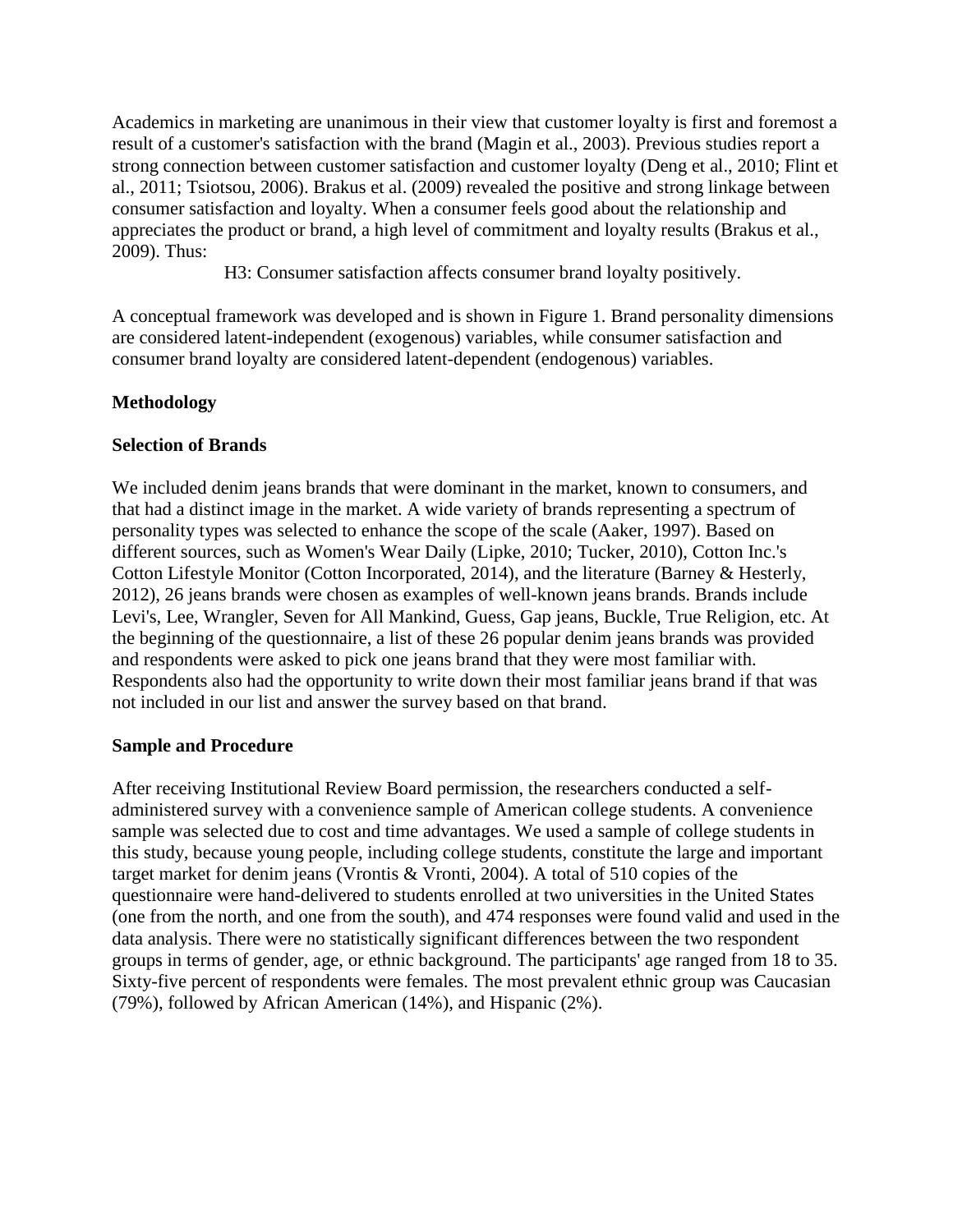Academics in marketing are unanimous in their view that customer loyalty is first and foremost a result of a customer's satisfaction with the brand (Magin et al., 2003). Previous studies report a strong connection between customer satisfaction and customer loyalty (Deng et al., 2010; Flint et al., 2011; Tsiotsou, 2006). Brakus et al. (2009) revealed the positive and strong linkage between consumer satisfaction and loyalty. When a consumer feels good about the relationship and appreciates the product or brand, a high level of commitment and loyalty results (Brakus et al., 2009). Thus:

H3: Consumer satisfaction affects consumer brand loyalty positively.

A conceptual framework was developed and is shown in Figure 1. Brand personality dimensions are considered latent-independent (exogenous) variables, while consumer satisfaction and consumer brand loyalty are considered latent-dependent (endogenous) variables.

## Methodology

### Selection of Brands

We included denim jeans brands that were dominant in the market, known to consumers, and that had a distinct image in the market. A wide variety of brands representing a spectrum of personality types was selected to enhance the scope of the scale (Aaker, 1997). Based on different sources, such as Women's Wear Daily (Lipke, 2010; Tucker, 2010), Cotton Inc.'s Cotton Lifestyle Monitor (Cotton Incorporated, 2014), and the literature (Barney & Hesterly, 2012), 26 jeans brands were chosen as examples of well-known jeans brands. Brands include Levi's, Lee, Wrangler, Seven for All Mankind, Guess, Gap jeans, Buckle, True Religion, etc. At the beginning of the questionnaire, a list of these 26 popular denim jeans brands was provided and respondents were asked to pick one jeans brand that they were most familiar with. Respondents also had the opportunity to write down their most familiar jeans brand if that was not included in our list and answer the survey based on that brand.

### Sample and Procedure

After receiving Institutional Review Board permission, the researchers conducted a self-administered survey with a convenience sample of American college students. A convenience sample was selected due to cost and time advantages. We used a sample of college students in this study, because young people, including college students, constitute the large and important target market for denim jeans (Vrontis & Vronti, 2004). A total of 510 copies of the questionnaire were hand-delivered to students enrolled at two universities in the United States (one from the north, and one from the south), and 474 responses were found valid and used in the data analysis. There were no statistically significant differences between the two respondent groups in terms of gender, age, or ethnic background. The participants' age ranged from 18 to 35. Sixty-five percent of respondents were females. The most prevalent ethnic group was Caucasian (79%), followed by African American (14%), and Hispanic (2%).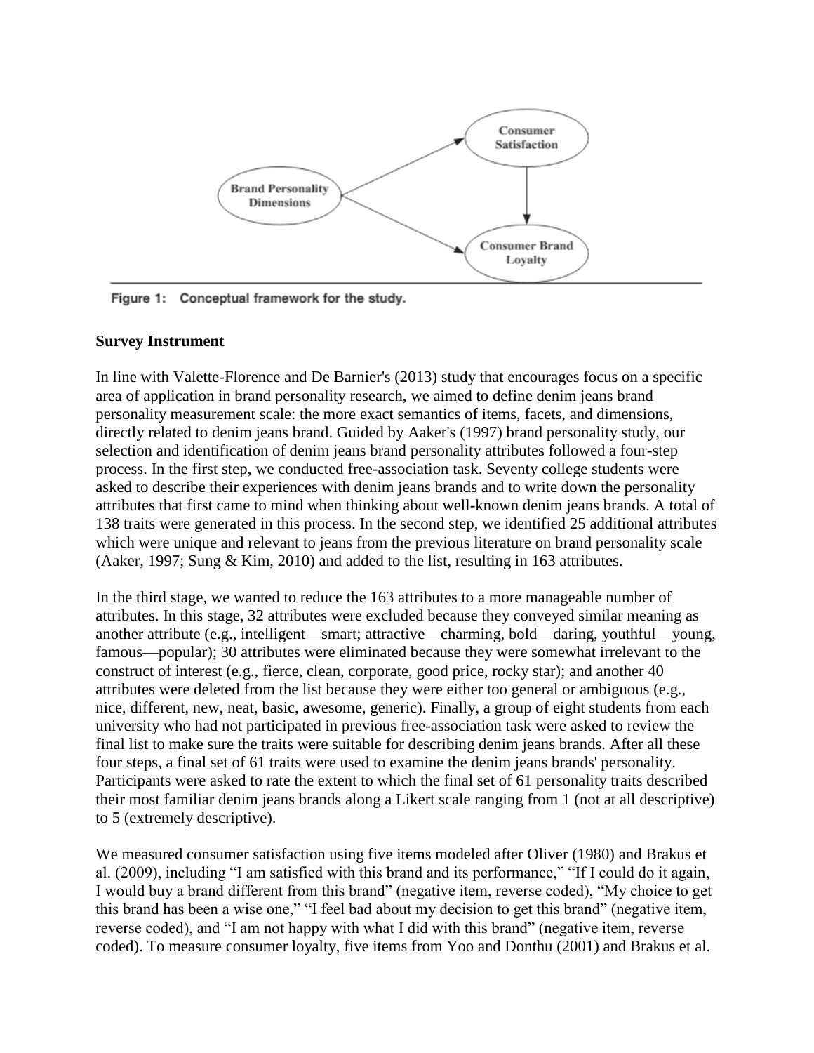Figure 1: Conceptual framework for the study.

**Survey Instrument**

In line with Valette-Florence and De Barnier's (2013) study that encourages focus on a specific area of application in brand personality research, we aimed to define denim jeans brand personality measurement scale: the more exact semantics of items, facets, and dimensions, directly related to denim jeans brand. Guided by Aaker's (1997) brand personality study, our selection and identification of denim jeans brand personality attributes followed a four-step process. In the first step, we conducted free-association task. Seventy college students were asked to describe their experiences with denim jeans brands and to write down the personality attributes that first came to mind when thinking about well-known denim jeans brands. A total of 138 traits were generated in this process. In the second step, we identified 25 additional attributes which were unique and relevant to jeans from the previous literature on brand personality scale (Aaker, 1997; Sung & Kim, 2010) and added to the list, resulting in 163 attributes.

In the third stage, we wanted to reduce the 163 attributes to a more manageable number of attributes. In this stage, 32 attributes were excluded because they conveyed similar meaning as another attribute (e.g., intelligent—smart; attractive—charming, bold—daring, youthful—young, famous—popular); 30 attributes were eliminated because they were somewhat irrelevant to the construct of interest (e.g., fierce, clean, corporate, good price, rocky star); and another 40 attributes were deleted from the list because they were either too general or ambiguous (e.g., nice, different, new, neat, basic, awesome, generic). Finally, a group of eight students from each university who had not participated in previous free-association task were asked to review the final list to make sure the traits were suitable for describing denim jeans brands. After all these four steps, a final set of 61 traits were used to examine the denim jeans brands' personality. Participants were asked to rate the extent to which the final set of 61 personality traits described their most familiar denim jeans brands along a Likert scale ranging from 1 (not at all descriptive) to 5 (extremely descriptive).

We measured consumer satisfaction using five items modeled after Oliver (1980) and Brakus et al. (2009), including "I am satisfied with this brand and its performance," "If I could do it again, I would buy a brand different from this brand" (negative item, reverse coded), "My choice to get this brand has been a wise one," "I feel bad about my decision to get this brand" (negative item, reverse coded), and "I am not happy with what I did with this brand" (negative item, reverse coded). To measure consumer loyalty, five items from Yoo and Donthu (2001) and Brakus et al.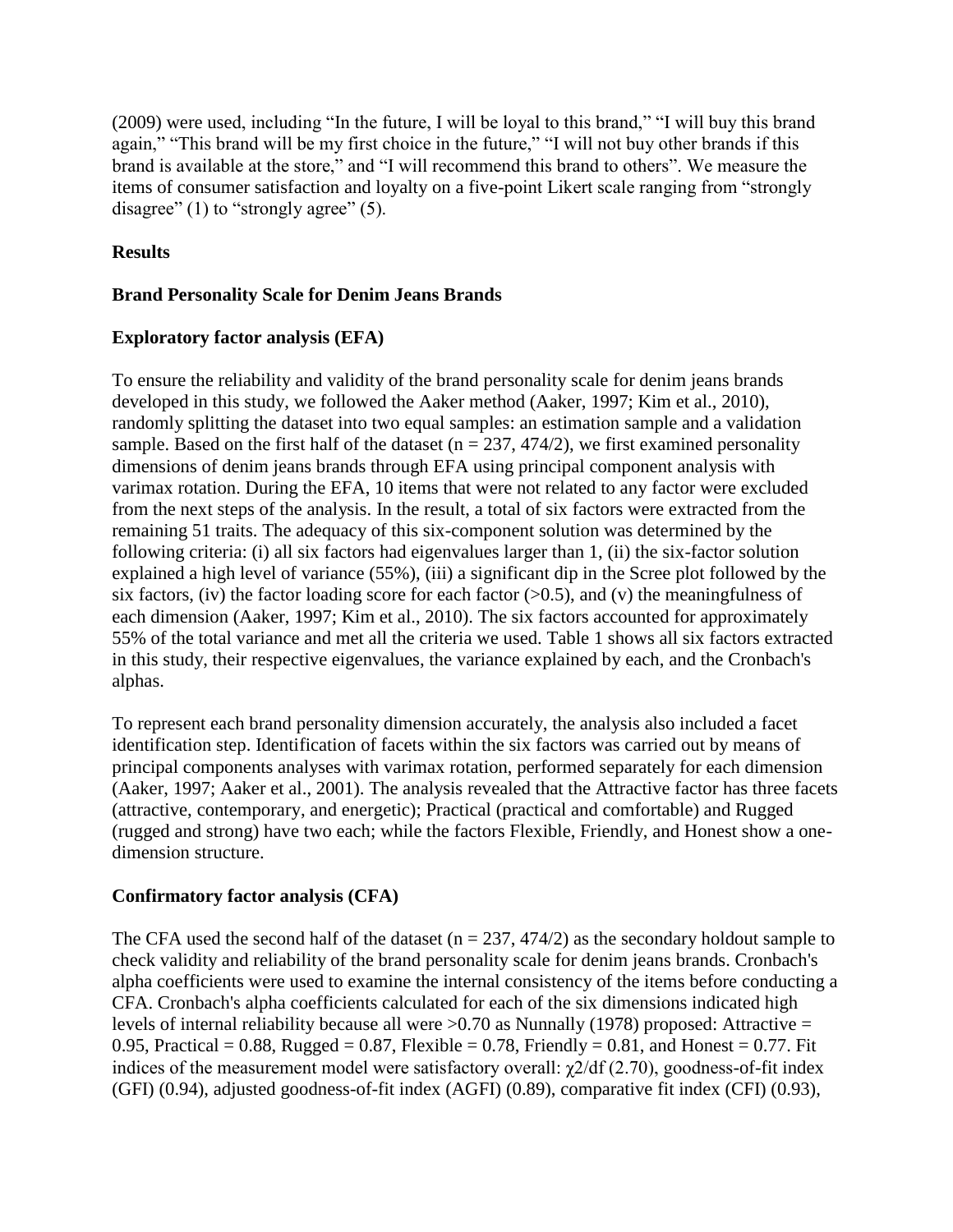(2009) were used, including "In the future, I will be loyal to this brand," "I will buy this brand again," "This brand will be my first choice in the future," "I will not buy other brands if this brand is available at the store," and "I will recommend this brand to others". We measure the items of consumer satisfaction and loyalty on a five-point Likert scale ranging from "strongly disagree" (1) to "strongly agree" (5).

## Results

### Brand Personality Scale for Denim Jeans Brands

#### Exploratory factor analysis (EFA)

To ensure the reliability and validity of the brand personality scale for denim jeans brands developed in this study, we followed the Aaker method (Aaker, 1997; Kim et al., 2010), randomly splitting the dataset into two equal samples: an estimation sample and a validation sample. Based on the first half of the dataset ($n = 237$, 474/2), we first examined personality dimensions of denim jeans brands through EFA using principal component analysis with varimax rotation. During the EFA, 10 items that were not related to any factor were excluded from the next steps of the analysis. In the result, a total of six factors were extracted from the remaining 51 traits. The adequacy of this six-component solution was determined by the following criteria: (i) all six factors had eigenvalues larger than 1, (ii) the six-factor solution explained a high level of variance (55%), (iii) a significant dip in the Scree plot followed by the six factors, (iv) the factor loading score for each factor (>0.5), and (v) the meaningfulness of each dimension (Aaker, 1997; Kim et al., 2010). The six factors accounted for approximately 55% of the total variance and met all the criteria we used. Table 1 shows all six factors extracted in this study, their respective eigenvalues, the variance explained by each, and the Cronbach's alphas.

To represent each brand personality dimension accurately, the analysis also included a facet identification step. Identification of facets within the six factors was carried out by means of principal components analyses with varimax rotation, performed separately for each dimension (Aaker, 1997; Aaker et al., 2001). The analysis revealed that the Attractive factor has three facets (attractive, contemporary, and energetic); Practical (practical and comfortable) and Rugged (rugged and strong) have two each; while the factors Flexible, Friendly, and Honest show a one-dimension structure.

#### Confirmatory factor analysis (CFA)

The CFA used the second half of the dataset ($n = 237$, 474/2) as the secondary holdout sample to check validity and reliability of the brand personality scale for denim jeans brands. Cronbach's alpha coefficients were used to examine the internal consistency of the items before conducting a CFA. Cronbach's alpha coefficients calculated for each of the six dimensions indicated high levels of internal reliability because all were >0.70 as Nunnally (1978) proposed: Attractive = 0.95, Practical = 0.88, Rugged = 0.87, Flexible = 0.78, Friendly = 0.81, and Honest = 0.77. Fit indices of the measurement model were satisfactory overall: $\chi^2/df$ (2.70), goodness-of-fit index (GFI) (0.94), adjusted goodness-of-fit index (AGFI) (0.89), comparative fit index (CFI) (0.93),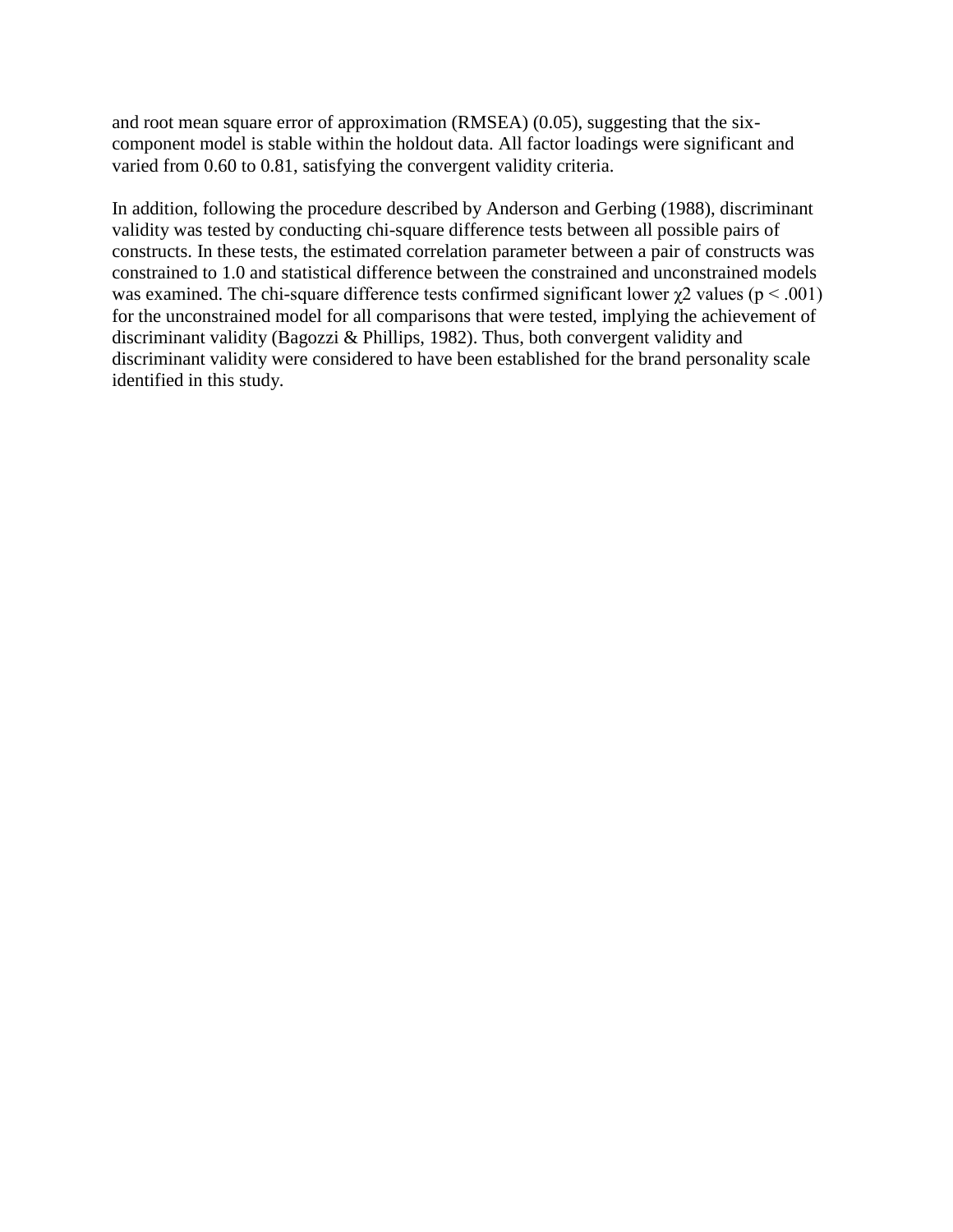and root mean square error of approximation (RMSEA) (0.05), suggesting that the six-component model is stable within the holdout data. All factor loadings were significant and varied from 0.60 to 0.81, satisfying the convergent validity criteria.

In addition, following the procedure described by Anderson and Gerbing (1988), discriminant validity was tested by conducting chi-square difference tests between all possible pairs of constructs. In these tests, the estimated correlation parameter between a pair of constructs was constrained to 1.0 and statistical difference between the constrained and unconstrained models was examined. The chi-square difference tests confirmed significant lower $\chi 2$ values ($p < .001$) for the unconstrained model for all comparisons that were tested, implying the achievement of discriminant validity (Bagozzi & Phillips, 1982). Thus, both convergent validity and discriminant validity were considered to have been established for the brand personality scale identified in this study.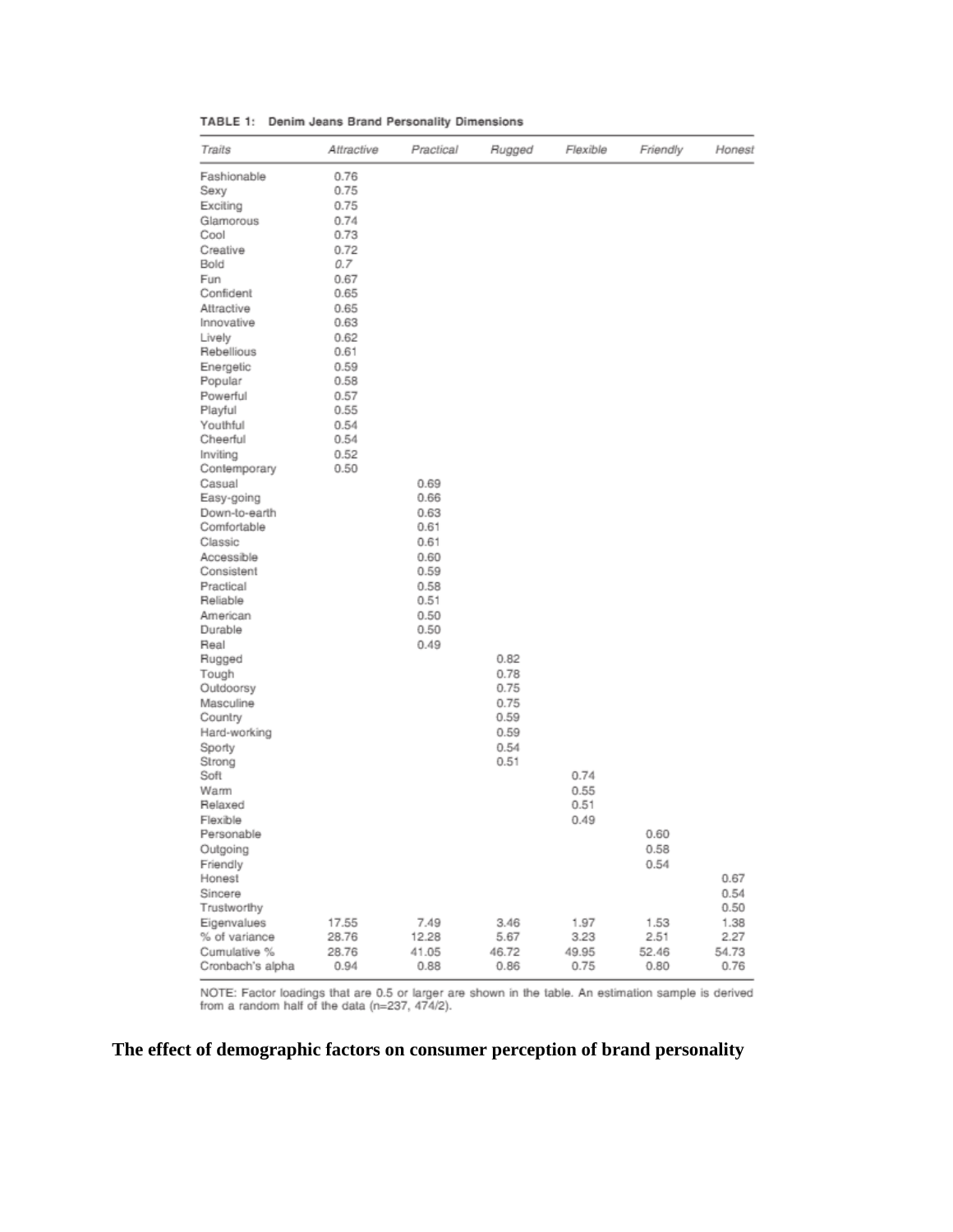**TABLE 1: Denim Jeans Brand Personality Dimensions**

| Traits | Attractive | Practical | Rugged | Flexible | Friendly | Honest |
|---|---|---|---|---|---|---|
| Fashionable | 0.76 | | | | | |
| Sexy | 0.75 | | | | | |
| Exciting | 0.75 | | | | | |
| Glamorous | 0.74 | | | | | |
| Cool | 0.73 | | | | | |
| Creative | 0.72 | | | | | |
| Bold | 0.7 | | | | | |
| Fun | 0.67 | | | | | |
| Confident | 0.65 | | | | | |
| Attractive | 0.65 | | | | | |
| Innovative | 0.63 | | | | | |
| Lively | 0.62 | | | | | |
| Rebellious | 0.61 | | | | | |
| Energetic | 0.59 | | | | | |
| Popular | 0.58 | | | | | |
| Powerful | 0.57 | | | | | |
| Playful | 0.55 | | | | | |
| Youthful | 0.54 | | | | | |
| Cheerful | 0.54 | | | | | |
| Inviting | 0.52 | | | | | |
| Contemporary | 0.50 | | | | | |
| Casual | | 0.69 | | | | |
| Easy-going | | 0.66 | | | | |
| Down-to-earth | | 0.63 | | | | |
| Comfortable | | 0.61 | | | | |
| Classic | | 0.61 | | | | |
| Accessible | | 0.60 | | | | |
| Consistent | | 0.59 | | | | |
| Practical | | 0.58 | | | | |
| Reliable | | 0.51 | | | | |
| American | | 0.50 | | | | |
| Durable | | 0.50 | | | | |
| Real | | 0.49 | | | | |
| Rugged | | | 0.82 | | | |
| Tough | | | 0.78 | | | |
| Outdoorsy | | | 0.75 | | | |
| Masculine | | | 0.75 | | | |
| Country | | | 0.59 | | | |
| Hard-working | | | 0.59 | | | |
| Sporty | | | 0.54 | | | |
| Strong | | | 0.51 | | | |
| Soft | | | | 0.74 | | |
| Warm | | | | 0.55 | | |
| Relaxed | | | | 0.51 | | |
| Flexible | | | | 0.49 | | |
| Personable | | | | | 0.60 | |
| Outgoing | | | | | 0.58 | |
| Friendly | | | | | 0.54 | |
| Honest | | | | | | 0.67 |
| Sincere | | | | | | 0.54 |
| Trustworthy | | | | | | 0.50 |
| Eigenvalues | 17.55 | 7.49 | 3.46 | 1.97 | 1.53 | 1.38 |
| % of variance | 28.76 | 12.28 | 5.67 | 3.23 | 2.51 | 2.27 |
| Cumulative % | 28.76 | 41.05 | 46.72 | 49.95 | 52.46 | 54.73 |
| Cronbach's alpha | 0.94 | 0.88 | 0.86 | 0.75 | 0.80 | 0.76 |

NOTE: Factor loadings that are 0.5 or larger are shown in the table. An estimation sample is derived from a random half of the data (n=237, 474/2).

**The effect of demographic factors on consumer perception of brand personality**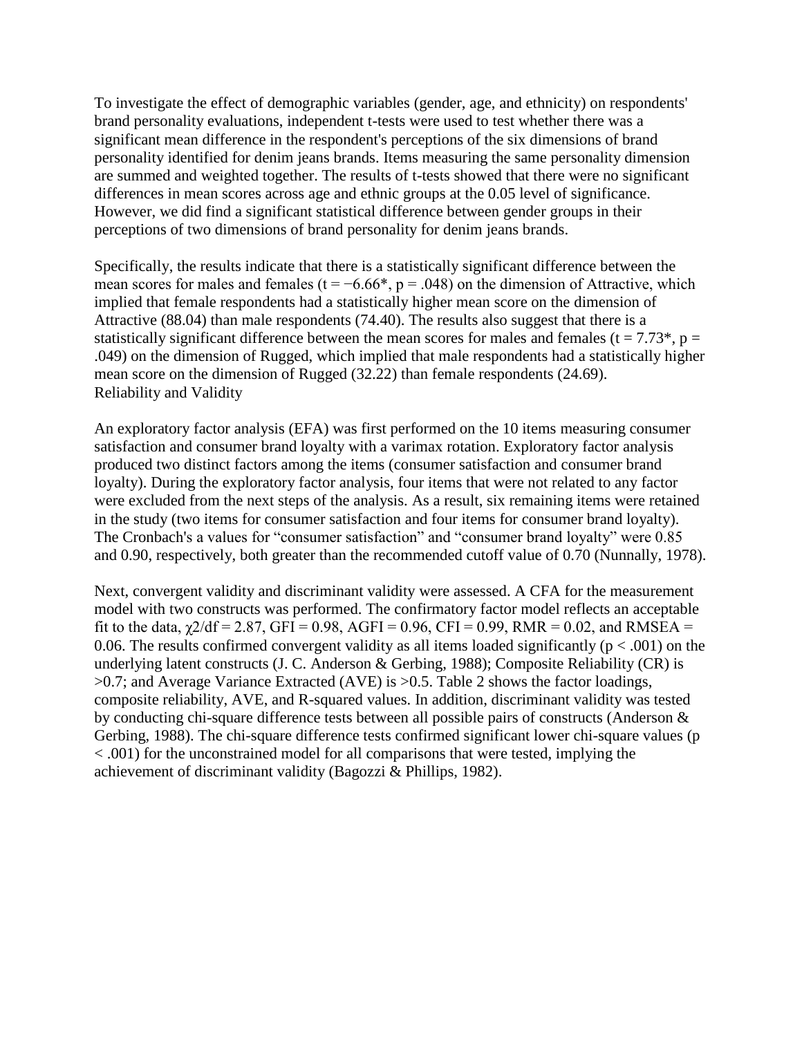To investigate the effect of demographic variables (gender, age, and ethnicity) on respondents' brand personality evaluations, independent t-tests were used to test whether there was a significant mean difference in the respondent's perceptions of the six dimensions of brand personality identified for denim jeans brands. Items measuring the same personality dimension are summed and weighted together. The results of t-tests showed that there were no significant differences in mean scores across age and ethnic groups at the 0.05 level of significance. However, we did find a significant statistical difference between gender groups in their perceptions of two dimensions of brand personality for denim jeans brands.

Specifically, the results indicate that there is a statistically significant difference between the mean scores for males and females ($t = -6.66^{*}$, $p = .048$) on the dimension of Attractive, which implied that female respondents had a statistically higher mean score on the dimension of Attractive (88.04) than male respondents (74.40). The results also suggest that there is a statistically significant difference between the mean scores for males and females ($t = 7.73^{*}$, $p = .049$) on the dimension of Rugged, which implied that male respondents had a statistically higher mean score on the dimension of Rugged (32.22) than female respondents (24.69).

## Reliability and Validity

An exploratory factor analysis (EFA) was first performed on the 10 items measuring consumer satisfaction and consumer brand loyalty with a varimax rotation. Exploratory factor analysis produced two distinct factors among the items (consumer satisfaction and consumer brand loyalty). During the exploratory factor analysis, four items that were not related to any factor were excluded from the next steps of the analysis. As a result, six remaining items were retained in the study (two items for consumer satisfaction and four items for consumer brand loyalty). The Cronbach's a values for "consumer satisfaction" and "consumer brand loyalty" were 0.85 and 0.90, respectively, both greater than the recommended cutoff value of 0.70 (Nunnally, 1978).

Next, convergent validity and discriminant validity were assessed. A CFA for the measurement model with two constructs was performed. The confirmatory factor model reflects an acceptable fit to the data, $\chi^2/df = 2.87$, GFI = 0.98, AGFI = 0.96, CFI = 0.99, RMR = 0.02, and RMSEA = 0.06. The results confirmed convergent validity as all items loaded significantly ($p < .001$) on the underlying latent constructs (J. C. Anderson & Gerbing, 1988); Composite Reliability (CR) is >0.7; and Average Variance Extracted (AVE) is >0.5. Table 2 shows the factor loadings, composite reliability, AVE, and R-squared values. In addition, discriminant validity was tested by conducting chi-square difference tests between all possible pairs of constructs (Anderson & Gerbing, 1988). The chi-square difference tests confirmed significant lower chi-square values ($p < .001$) for the unconstrained model for all comparisons that were tested, implying the achievement of discriminant validity (Bagozzi & Phillips, 1982).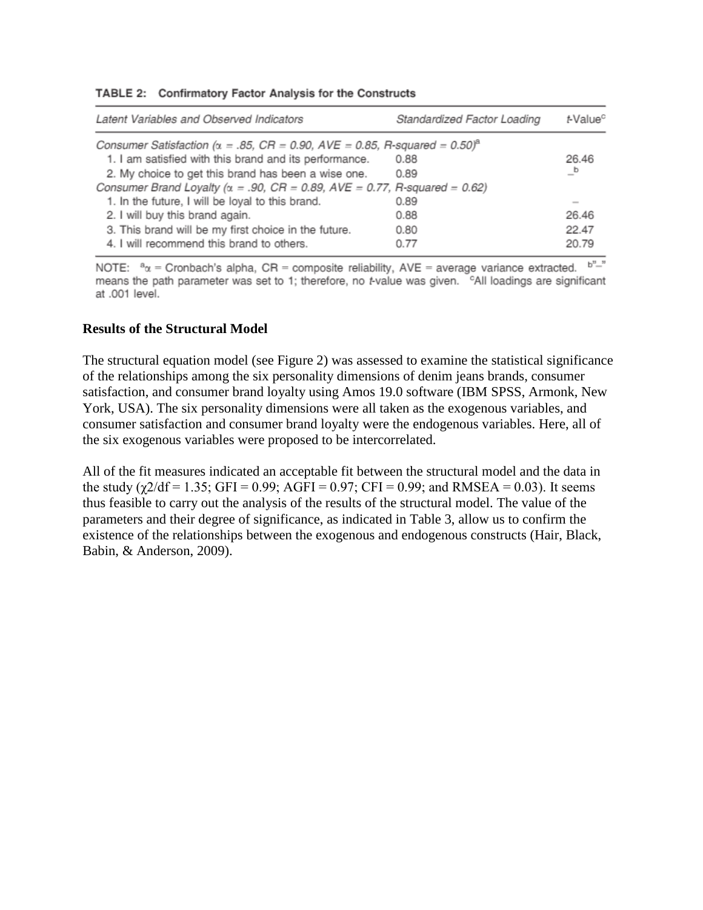**TABLE 2: Confirmatory Factor Analysis for the Constructs**

| *Latent Variables and Observed Indicators* | *Standardized Factor Loading* | *t*-Value[c] |
|---|---|---|
| *Consumer Satisfaction* ($\alpha$ = .85, CR = 0.90, AVE = 0.85, R-squared = 0.50)[a] | | |
| 1. I am satisfied with this brand and its performance. | 0.88 | 26.46 |
| 2. My choice to get this brand has been a wise one. | 0.89 | –[b] |
| *Consumer Brand Loyalty* ($\alpha$ = .90, CR = 0.89, AVE = 0.77, R-squared = 0.62) | | |
| 1. In the future, I will be loyal to this brand. | 0.89 | – |
| 2. I will buy this brand again. | 0.88 | 26.46 |
| 3. This brand will be my first choice in the future. | 0.80 | 22.47 |
| 4. I will recommend this brand to others. | 0.77 | 20.79 |

NOTE: [a]$\alpha$ = Cronbach's alpha, CR = composite reliability, AVE = average variance extracted. [b]"–" means the path parameter was set to 1; therefore, no *t*-value was given. [c]All loadings are significant at .001 level.

**Results of the Structural Model**

The structural equation model (see Figure 2) was assessed to examine the statistical significance of the relationships among the six personality dimensions of denim jeans brands, consumer satisfaction, and consumer brand loyalty using Amos 19.0 software (IBM SPSS, Armonk, New York, USA). The six personality dimensions were all taken as the exogenous variables, and consumer satisfaction and consumer brand loyalty were the endogenous variables. Here, all of the six exogenous variables were proposed to be intercorrelated.

All of the fit measures indicated an acceptable fit between the structural model and the data in the study ($\chi^2/df$ = 1.35; GFI = 0.99; AGFI = 0.97; CFI = 0.99; and RMSEA = 0.03). It seems thus feasible to carry out the analysis of the results of the structural model. The value of the parameters and their degree of significance, as indicated in Table 3, allow us to confirm the existence of the relationships between the exogenous and endogenous constructs (Hair, Black, Babin, & Anderson, 2009).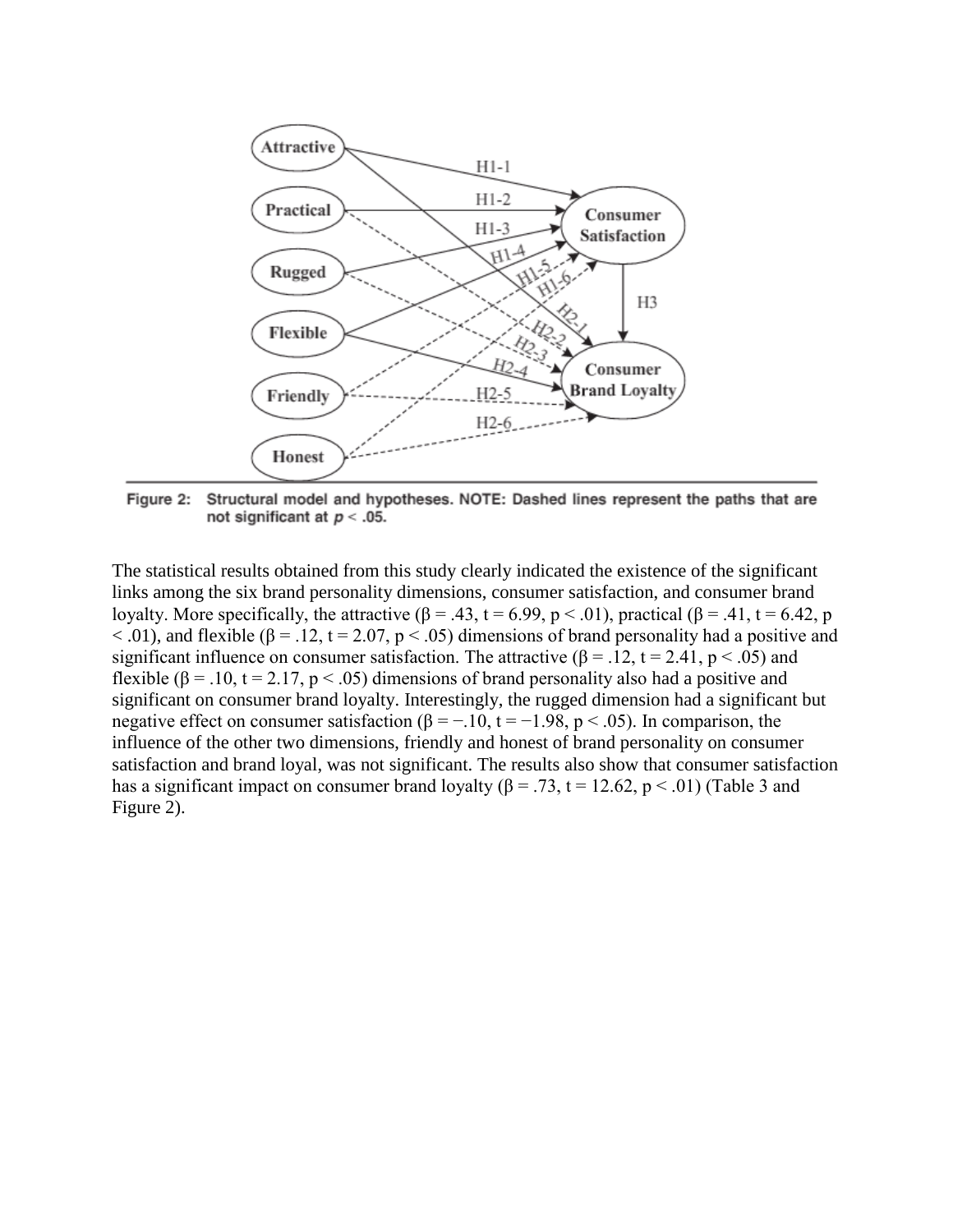Figure 2: Structural model and hypotheses. NOTE: Dashed lines represent the paths that are not significant at $p < .05$.

The statistical results obtained from this study clearly indicated the existence of the significant links among the six brand personality dimensions, consumer satisfaction, and consumer brand loyalty. More specifically, the attractive ($\beta = .43$, $t = 6.99$, $p < .01$), practical ($\beta = .41$, $t = 6.42$, $p < .01$), and flexible ($\beta = .12$, $t = 2.07$, $p < .05$) dimensions of brand personality had a positive and significant influence on consumer satisfaction. The attractive ($\beta = .12$, $t = 2.41$, $p < .05$) and flexible ($\beta = .10$, $t = 2.17$, $p < .05$) dimensions of brand personality also had a positive and significant on consumer brand loyalty. Interestingly, the rugged dimension had a significant but negative effect on consumer satisfaction ($\beta = -.10$, $t = -1.98$, $p < .05$). In comparison, the influence of the other two dimensions, friendly and honest of brand personality on consumer satisfaction and brand loyal, was not significant. The results also show that consumer satisfaction has a significant impact on consumer brand loyalty ($\beta = .73$, $t = 12.62$, $p < .01$) (Table 3 and Figure 2).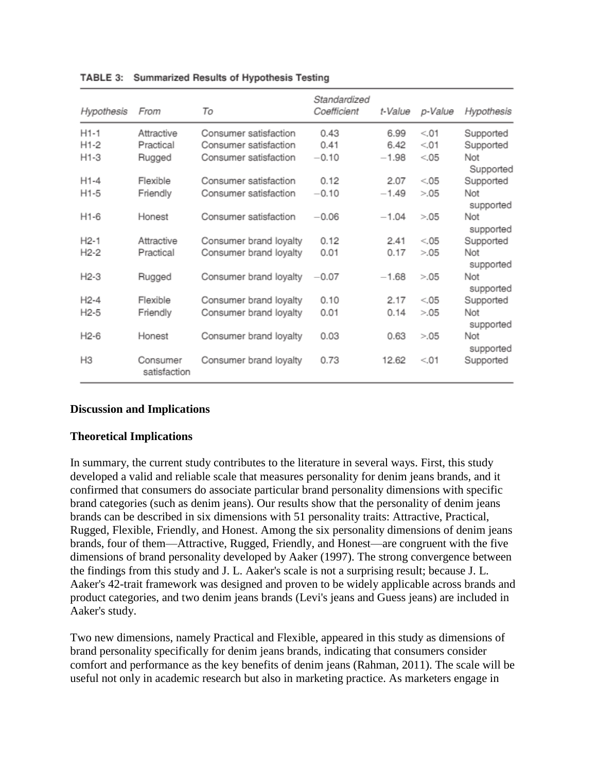TABLE 3: Summarized Results of Hypothesis Testing

| Hypothesis | From | To | Standardized Coefficient | t-Value | p-Value | Hypothesis |
|---|---|---|---|---|---|---|
| H1-1 | Attractive | Consumer satisfaction | 0.43 | 6.99 | <.01 | Supported |
| H1-2 | Practical | Consumer satisfaction | 0.41 | 6.42 | <.01 | Supported |
| H1-3 | Rugged | Consumer satisfaction | −0.10 | −1.98 | <.05 | Not Supported |
| H1-4 | Flexible | Consumer satisfaction | 0.12 | 2.07 | <.05 | Supported |
| H1-5 | Friendly | Consumer satisfaction | −0.10 | −1.49 | >.05 | Not supported |
| H1-6 | Honest | Consumer satisfaction | −0.06 | −1.04 | >.05 | Not supported |
| H2-1 | Attractive | Consumer brand loyalty | 0.12 | 2.41 | <.05 | Supported |
| H2-2 | Practical | Consumer brand loyalty | 0.01 | 0.17 | >.05 | Not supported |
| H2-3 | Rugged | Consumer brand loyalty | −0.07 | −1.68 | >.05 | Not supported |
| H2-4 | Flexible | Consumer brand loyalty | 0.10 | 2.17 | <.05 | Supported |
| H2-5 | Friendly | Consumer brand loyalty | 0.01 | 0.14 | >.05 | Not supported |
| H2-6 | Honest | Consumer brand loyalty | 0.03 | 0.63 | >.05 | Not supported |
| H3 | Consumer satisfaction | Consumer brand loyalty | 0.73 | 12.62 | <.01 | Supported |

## Discussion and Implications

### Theoretical Implications

In summary, the current study contributes to the literature in several ways. First, this study developed a valid and reliable scale that measures personality for denim jeans brands, and it confirmed that consumers do associate particular brand personality dimensions with specific brand categories (such as denim jeans). Our results show that the personality of denim jeans brands can be described in six dimensions with 51 personality traits: Attractive, Practical, Rugged, Flexible, Friendly, and Honest. Among the six personality dimensions of denim jeans brands, four of them—Attractive, Rugged, Friendly, and Honest—are congruent with the five dimensions of brand personality developed by Aaker (1997). The strong convergence between the findings from this study and J. L. Aaker's scale is not a surprising result; because J. L. Aaker's 42-trait framework was designed and proven to be widely applicable across brands and product categories, and two denim jeans brands (Levi's jeans and Guess jeans) are included in Aaker's study.

Two new dimensions, namely Practical and Flexible, appeared in this study as dimensions of brand personality specifically for denim jeans brands, indicating that consumers consider comfort and performance as the key benefits of denim jeans (Rahman, 2011). The scale will be useful not only in academic research but also in marketing practice. As marketers engage in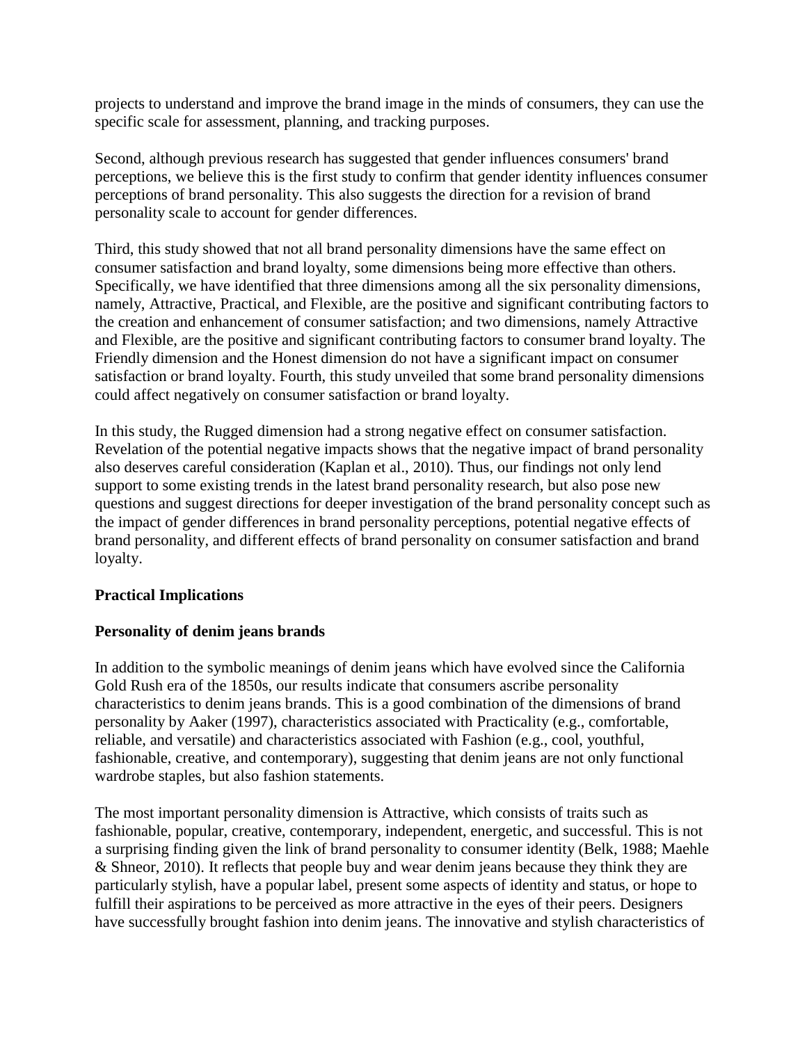projects to understand and improve the brand image in the minds of consumers, they can use the specific scale for assessment, planning, and tracking purposes.

Second, although previous research has suggested that gender influences consumers' brand perceptions, we believe this is the first study to confirm that gender identity influences consumer perceptions of brand personality. This also suggests the direction for a revision of brand personality scale to account for gender differences.

Third, this study showed that not all brand personality dimensions have the same effect on consumer satisfaction and brand loyalty, some dimensions being more effective than others. Specifically, we have identified that three dimensions among all the six personality dimensions, namely, Attractive, Practical, and Flexible, are the positive and significant contributing factors to the creation and enhancement of consumer satisfaction; and two dimensions, namely Attractive and Flexible, are the positive and significant contributing factors to consumer brand loyalty. The Friendly dimension and the Honest dimension do not have a significant impact on consumer satisfaction or brand loyalty. Fourth, this study unveiled that some brand personality dimensions could affect negatively on consumer satisfaction or brand loyalty.

In this study, the Rugged dimension had a strong negative effect on consumer satisfaction. Revelation of the potential negative impacts shows that the negative impact of brand personality also deserves careful consideration (Kaplan et al., 2010). Thus, our findings not only lend support to some existing trends in the latest brand personality research, but also pose new questions and suggest directions for deeper investigation of the brand personality concept such as the impact of gender differences in brand personality perceptions, potential negative effects of brand personality, and different effects of brand personality on consumer satisfaction and brand loyalty.

**Practical Implications**

**Personality of denim jeans brands**

In addition to the symbolic meanings of denim jeans which have evolved since the California Gold Rush era of the 1850s, our results indicate that consumers ascribe personality characteristics to denim jeans brands. This is a good combination of the dimensions of brand personality by Aaker (1997), characteristics associated with Practicality (e.g., comfortable, reliable, and versatile) and characteristics associated with Fashion (e.g., cool, youthful, fashionable, creative, and contemporary), suggesting that denim jeans are not only functional wardrobe staples, but also fashion statements.

The most important personality dimension is Attractive, which consists of traits such as fashionable, popular, creative, contemporary, independent, energetic, and successful. This is not a surprising finding given the link of brand personality to consumer identity (Belk, 1988; Maehle & Shneor, 2010). It reflects that people buy and wear denim jeans because they think they are particularly stylish, have a popular label, present some aspects of identity and status, or hope to fulfill their aspirations to be perceived as more attractive in the eyes of their peers. Designers have successfully brought fashion into denim jeans. The innovative and stylish characteristics of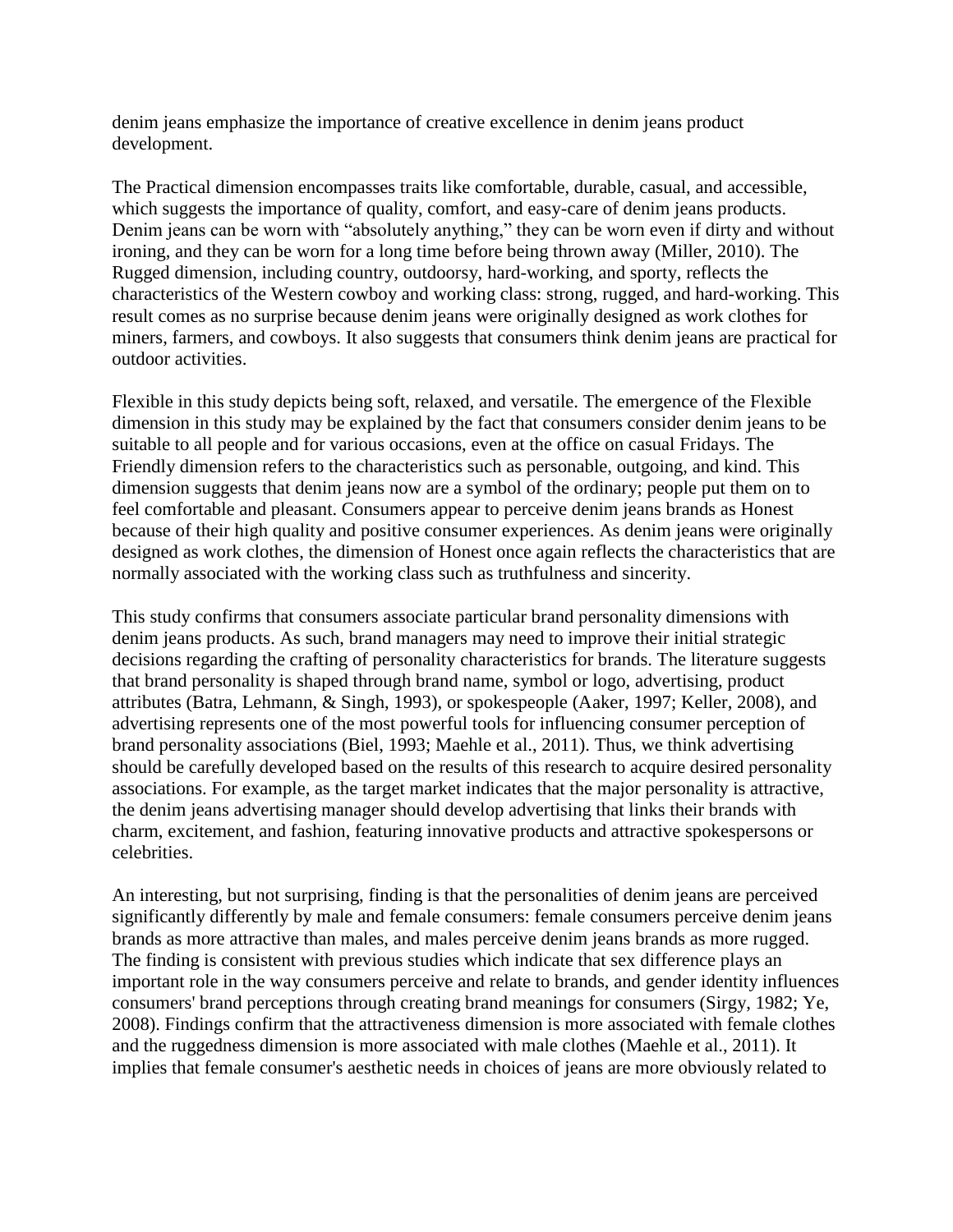denim jeans emphasize the importance of creative excellence in denim jeans product development.

The Practical dimension encompasses traits like comfortable, durable, casual, and accessible, which suggests the importance of quality, comfort, and easy-care of denim jeans products. Denim jeans can be worn with "absolutely anything," they can be worn even if dirty and without ironing, and they can be worn for a long time before being thrown away (Miller, 2010). The Rugged dimension, including country, outdoorsy, hard-working, and sporty, reflects the characteristics of the Western cowboy and working class: strong, rugged, and hard-working. This result comes as no surprise because denim jeans were originally designed as work clothes for miners, farmers, and cowboys. It also suggests that consumers think denim jeans are practical for outdoor activities.

Flexible in this study depicts being soft, relaxed, and versatile. The emergence of the Flexible dimension in this study may be explained by the fact that consumers consider denim jeans to be suitable to all people and for various occasions, even at the office on casual Fridays. The Friendly dimension refers to the characteristics such as personable, outgoing, and kind. This dimension suggests that denim jeans now are a symbol of the ordinary; people put them on to feel comfortable and pleasant. Consumers appear to perceive denim jeans brands as Honest because of their high quality and positive consumer experiences. As denim jeans were originally designed as work clothes, the dimension of Honest once again reflects the characteristics that are normally associated with the working class such as truthfulness and sincerity.

This study confirms that consumers associate particular brand personality dimensions with denim jeans products. As such, brand managers may need to improve their initial strategic decisions regarding the crafting of personality characteristics for brands. The literature suggests that brand personality is shaped through brand name, symbol or logo, advertising, product attributes (Batra, Lehmann, & Singh, 1993), or spokespeople (Aaker, 1997; Keller, 2008), and advertising represents one of the most powerful tools for influencing consumer perception of brand personality associations (Biel, 1993; Maehle et al., 2011). Thus, we think advertising should be carefully developed based on the results of this research to acquire desired personality associations. For example, as the target market indicates that the major personality is attractive, the denim jeans advertising manager should develop advertising that links their brands with charm, excitement, and fashion, featuring innovative products and attractive spokespersons or celebrities.

An interesting, but not surprising, finding is that the personalities of denim jeans are perceived significantly differently by male and female consumers: female consumers perceive denim jeans brands as more attractive than males, and males perceive denim jeans brands as more rugged. The finding is consistent with previous studies which indicate that sex difference plays an important role in the way consumers perceive and relate to brands, and gender identity influences consumers' brand perceptions through creating brand meanings for consumers (Sirgy, 1982; Ye, 2008). Findings confirm that the attractiveness dimension is more associated with female clothes and the ruggedness dimension is more associated with male clothes (Maehle et al., 2011). It implies that female consumer's aesthetic needs in choices of jeans are more obviously related to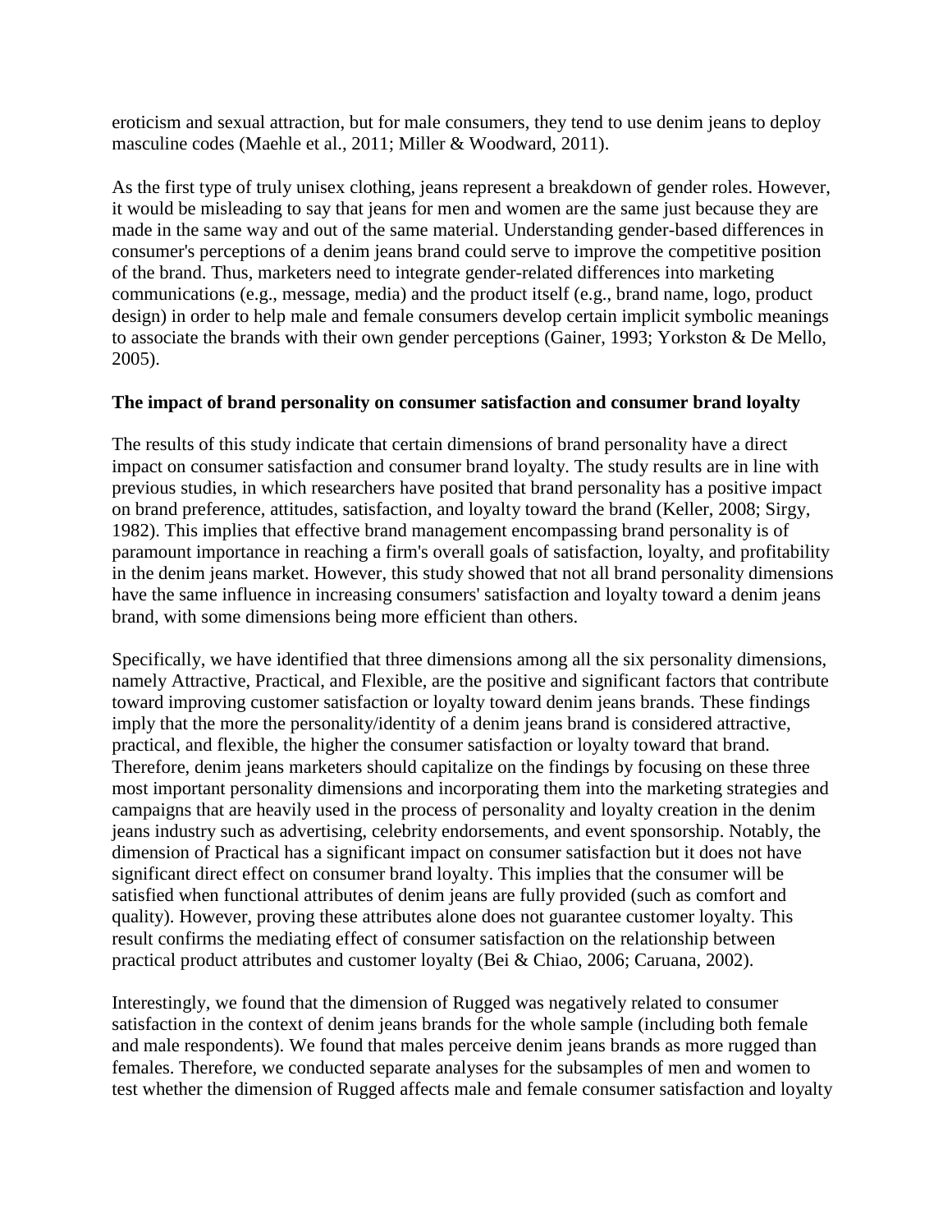eroticism and sexual attraction, but for male consumers, they tend to use denim jeans to deploy masculine codes (Maehle et al., 2011; Miller & Woodward, 2011).

As the first type of truly unisex clothing, jeans represent a breakdown of gender roles. However, it would be misleading to say that jeans for men and women are the same just because they are made in the same way and out of the same material. Understanding gender-based differences in consumer's perceptions of a denim jeans brand could serve to improve the competitive position of the brand. Thus, marketers need to integrate gender-related differences into marketing communications (e.g., message, media) and the product itself (e.g., brand name, logo, product design) in order to help male and female consumers develop certain implicit symbolic meanings to associate the brands with their own gender perceptions (Gainer, 1993; Yorkston & De Mello, 2005).

**The impact of brand personality on consumer satisfaction and consumer brand loyalty**

The results of this study indicate that certain dimensions of brand personality have a direct impact on consumer satisfaction and consumer brand loyalty. The study results are in line with previous studies, in which researchers have posited that brand personality has a positive impact on brand preference, attitudes, satisfaction, and loyalty toward the brand (Keller, 2008; Sirgy, 1982). This implies that effective brand management encompassing brand personality is of paramount importance in reaching a firm's overall goals of satisfaction, loyalty, and profitability in the denim jeans market. However, this study showed that not all brand personality dimensions have the same influence in increasing consumers' satisfaction and loyalty toward a denim jeans brand, with some dimensions being more efficient than others.

Specifically, we have identified that three dimensions among all the six personality dimensions, namely Attractive, Practical, and Flexible, are the positive and significant factors that contribute toward improving customer satisfaction or loyalty toward denim jeans brands. These findings imply that the more the personality/identity of a denim jeans brand is considered attractive, practical, and flexible, the higher the consumer satisfaction or loyalty toward that brand. Therefore, denim jeans marketers should capitalize on the findings by focusing on these three most important personality dimensions and incorporating them into the marketing strategies and campaigns that are heavily used in the process of personality and loyalty creation in the denim jeans industry such as advertising, celebrity endorsements, and event sponsorship. Notably, the dimension of Practical has a significant impact on consumer satisfaction but it does not have significant direct effect on consumer brand loyalty. This implies that the consumer will be satisfied when functional attributes of denim jeans are fully provided (such as comfort and quality). However, proving these attributes alone does not guarantee customer loyalty. This result confirms the mediating effect of consumer satisfaction on the relationship between practical product attributes and customer loyalty (Bei & Chiao, 2006; Caruana, 2002).

Interestingly, we found that the dimension of Rugged was negatively related to consumer satisfaction in the context of denim jeans brands for the whole sample (including both female and male respondents). We found that males perceive denim jeans brands as more rugged than females. Therefore, we conducted separate analyses for the subsamples of men and women to test whether the dimension of Rugged affects male and female consumer satisfaction and loyalty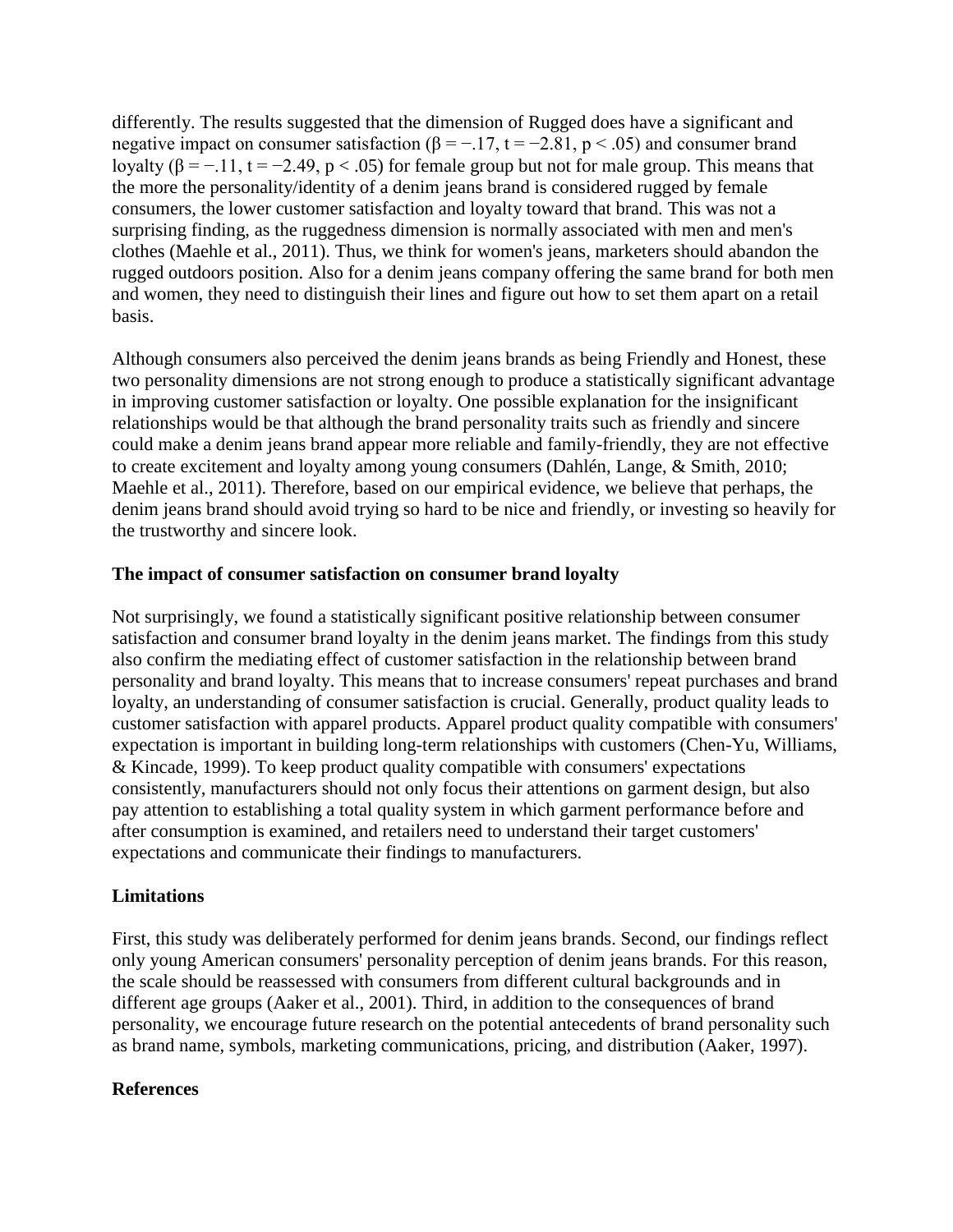differently. The results suggested that the dimension of Rugged does have a significant and negative impact on consumer satisfaction ($\beta = -.17$, $t = -2.81$, $p < .05$) and consumer brand loyalty ($\beta = -.11$, $t = -2.49$, $p < .05$) for female group but not for male group. This means that the more the personality/identity of a denim jeans brand is considered rugged by female consumers, the lower customer satisfaction and loyalty toward that brand. This was not a surprising finding, as the ruggedness dimension is normally associated with men and men's clothes (Maehle et al., 2011). Thus, we think for women's jeans, marketers should abandon the rugged outdoors position. Also for a denim jeans company offering the same brand for both men and women, they need to distinguish their lines and figure out how to set them apart on a retail basis.

Although consumers also perceived the denim jeans brands as being Friendly and Honest, these two personality dimensions are not strong enough to produce a statistically significant advantage in improving customer satisfaction or loyalty. One possible explanation for the insignificant relationships would be that although the brand personality traits such as friendly and sincere could make a denim jeans brand appear more reliable and family-friendly, they are not effective to create excitement and loyalty among young consumers (Dahlén, Lange, & Smith, 2010; Maehle et al., 2011). Therefore, based on our empirical evidence, we believe that perhaps, the denim jeans brand should avoid trying so hard to be nice and friendly, or investing so heavily for the trustworthy and sincere look.

**The impact of consumer satisfaction on consumer brand loyalty**

Not surprisingly, we found a statistically significant positive relationship between consumer satisfaction and consumer brand loyalty in the denim jeans market. The findings from this study also confirm the mediating effect of customer satisfaction in the relationship between brand personality and brand loyalty. This means that to increase consumers' repeat purchases and brand loyalty, an understanding of consumer satisfaction is crucial. Generally, product quality leads to customer satisfaction with apparel products. Apparel product quality compatible with consumers' expectation is important in building long-term relationships with customers (Chen-Yu, Williams, & Kincade, 1999). To keep product quality compatible with consumers' expectations consistently, manufacturers should not only focus their attentions on garment design, but also pay attention to establishing a total quality system in which garment performance before and after consumption is examined, and retailers need to understand their target customers' expectations and communicate their findings to manufacturers.

**Limitations**

First, this study was deliberately performed for denim jeans brands. Second, our findings reflect only young American consumers' personality perception of denim jeans brands. For this reason, the scale should be reassessed with consumers from different cultural backgrounds and in different age groups (Aaker et al., 2001). Third, in addition to the consequences of brand personality, we encourage future research on the potential antecedents of brand personality such as brand name, symbols, marketing communications, pricing, and distribution (Aaker, 1997).

**References**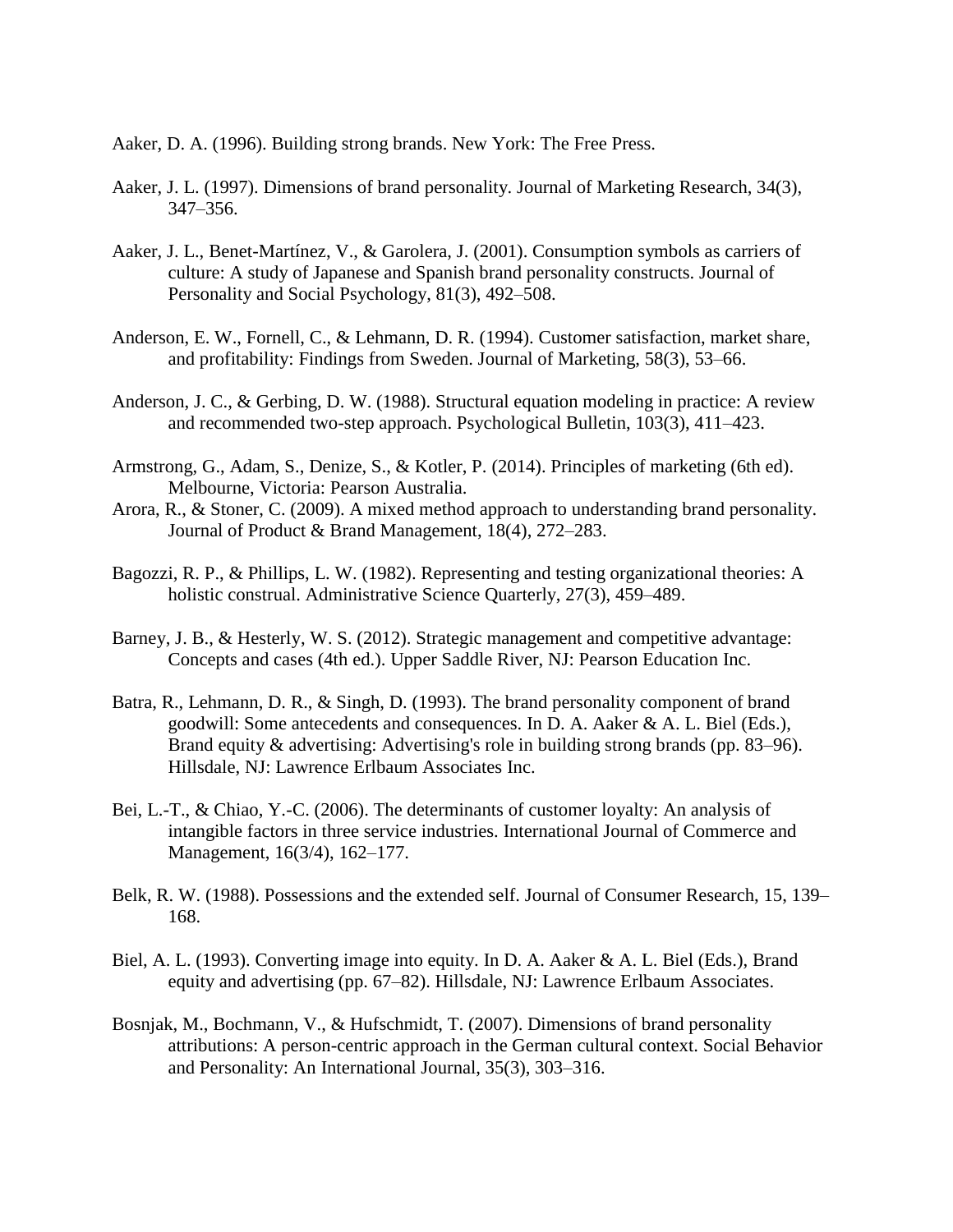Aaker, D. A. (1996). Building strong brands. New York: The Free Press.

Aaker, J. L. (1997). Dimensions of brand personality. Journal of Marketing Research, 34(3), 347–356.

Aaker, J. L., Benet-Martínez, V., & Garolera, J. (2001). Consumption symbols as carriers of culture: A study of Japanese and Spanish brand personality constructs. Journal of Personality and Social Psychology, 81(3), 492–508.

Anderson, E. W., Fornell, C., & Lehmann, D. R. (1994). Customer satisfaction, market share, and profitability: Findings from Sweden. Journal of Marketing, 58(3), 53–66.

Anderson, J. C., & Gerbing, D. W. (1988). Structural equation modeling in practice: A review and recommended two-step approach. Psychological Bulletin, 103(3), 411–423.

Armstrong, G., Adam, S., Denize, S., & Kotler, P. (2014). Principles of marketing (6th ed). Melbourne, Victoria: Pearson Australia.

Arora, R., & Stoner, C. (2009). A mixed method approach to understanding brand personality. Journal of Product & Brand Management, 18(4), 272–283.

Bagozzi, R. P., & Phillips, L. W. (1982). Representing and testing organizational theories: A holistic construal. Administrative Science Quarterly, 27(3), 459–489.

Barney, J. B., & Hesterly, W. S. (2012). Strategic management and competitive advantage: Concepts and cases (4th ed.). Upper Saddle River, NJ: Pearson Education Inc.

Batra, R., Lehmann, D. R., & Singh, D. (1993). The brand personality component of brand goodwill: Some antecedents and consequences. In D. A. Aaker & A. L. Biel (Eds.), Brand equity & advertising: Advertising's role in building strong brands (pp. 83–96). Hillsdale, NJ: Lawrence Erlbaum Associates Inc.

Bei, L.-T., & Chiao, Y.-C. (2006). The determinants of customer loyalty: An analysis of intangible factors in three service industries. International Journal of Commerce and Management, 16(3/4), 162–177.

Belk, R. W. (1988). Possessions and the extended self. Journal of Consumer Research, 15, 139–168.

Biel, A. L. (1993). Converting image into equity. In D. A. Aaker & A. L. Biel (Eds.), Brand equity and advertising (pp. 67–82). Hillsdale, NJ: Lawrence Erlbaum Associates.

Bosnjak, M., Bochmann, V., & Hufschmidt, T. (2007). Dimensions of brand personality attributions: A person-centric approach in the German cultural context. Social Behavior and Personality: An International Journal, 35(3), 303–316.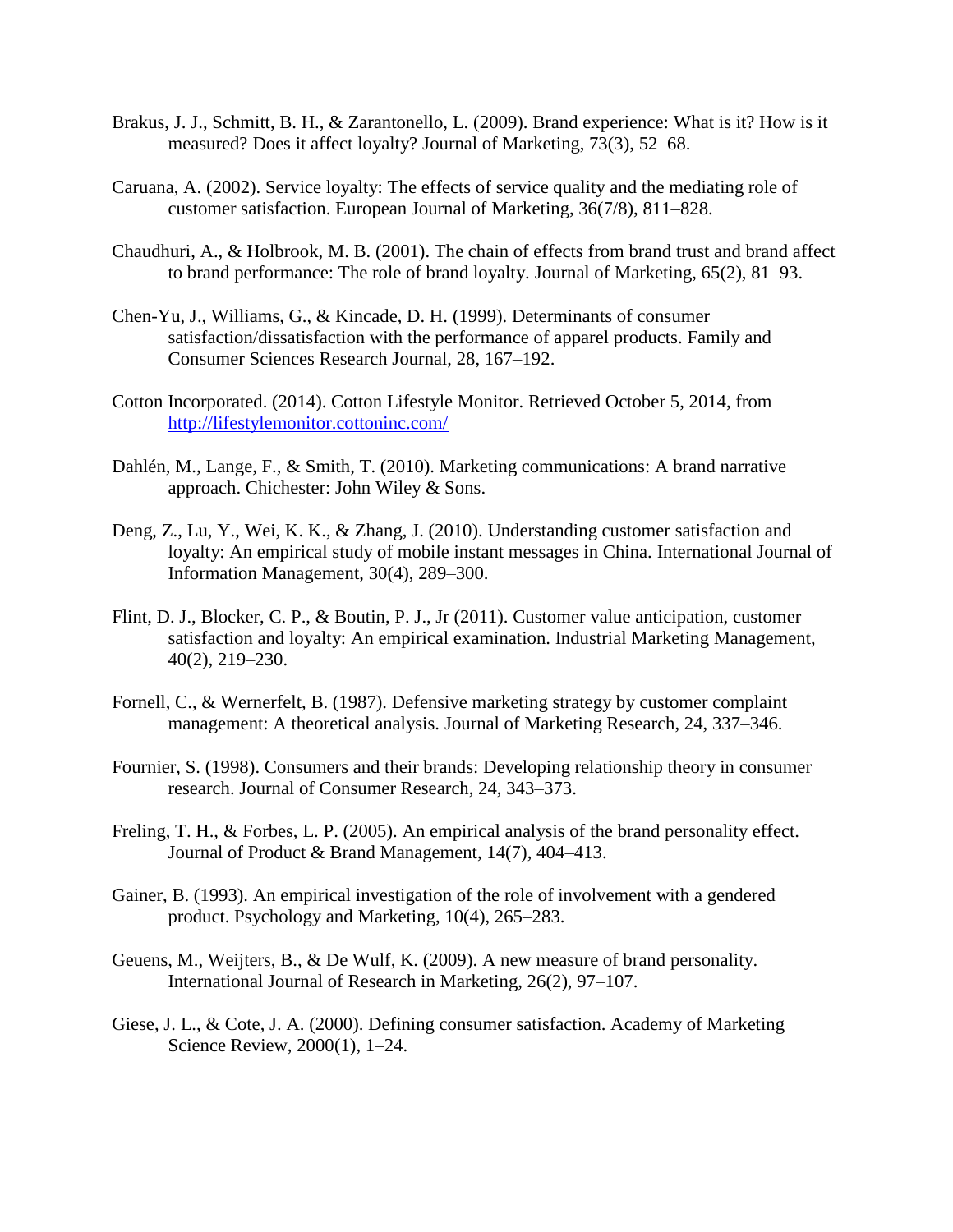Brakus, J. J., Schmitt, B. H., & Zarantonello, L. (2009). Brand experience: What is it? How is it measured? Does it affect loyalty? Journal of Marketing, 73(3), 52–68.

Caruana, A. (2002). Service loyalty: The effects of service quality and the mediating role of customer satisfaction. European Journal of Marketing, 36(7/8), 811–828.

Chaudhuri, A., & Holbrook, M. B. (2001). The chain of effects from brand trust and brand affect to brand performance: The role of brand loyalty. Journal of Marketing, 65(2), 81–93.

Chen-Yu, J., Williams, G., & Kincade, D. H. (1999). Determinants of consumer satisfaction/dissatisfaction with the performance of apparel products. Family and Consumer Sciences Research Journal, 28, 167–192.

Cotton Incorporated. (2014). Cotton Lifestyle Monitor. Retrieved October 5, 2014, from http://lifestylemonitor.cottoninc.com/

Dahlén, M., Lange, F., & Smith, T. (2010). Marketing communications: A brand narrative approach. Chichester: John Wiley & Sons.

Deng, Z., Lu, Y., Wei, K. K., & Zhang, J. (2010). Understanding customer satisfaction and loyalty: An empirical study of mobile instant messages in China. International Journal of Information Management, 30(4), 289–300.

Flint, D. J., Blocker, C. P., & Boutin, P. J., Jr (2011). Customer value anticipation, customer satisfaction and loyalty: An empirical examination. Industrial Marketing Management, 40(2), 219–230.

Fornell, C., & Wernerfelt, B. (1987). Defensive marketing strategy by customer complaint management: A theoretical analysis. Journal of Marketing Research, 24, 337–346.

Fournier, S. (1998). Consumers and their brands: Developing relationship theory in consumer research. Journal of Consumer Research, 24, 343–373.

Freling, T. H., & Forbes, L. P. (2005). An empirical analysis of the brand personality effect. Journal of Product & Brand Management, 14(7), 404–413.

Gainer, B. (1993). An empirical investigation of the role of involvement with a gendered product. Psychology and Marketing, 10(4), 265–283.

Geuens, M., Weijters, B., & De Wulf, K. (2009). A new measure of brand personality. International Journal of Research in Marketing, 26(2), 97–107.

Giese, J. L., & Cote, J. A. (2000). Defining consumer satisfaction. Academy of Marketing Science Review, 2000(1), 1–24.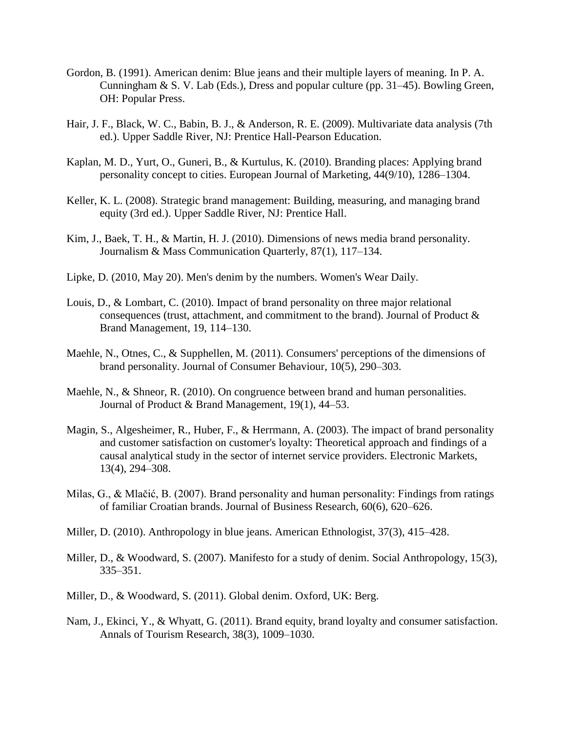Gordon, B. (1991). American denim: Blue jeans and their multiple layers of meaning. In P. A. Cunningham & S. V. Lab (Eds.), Dress and popular culture (pp. 31–45). Bowling Green, OH: Popular Press.

Hair, J. F., Black, W. C., Babin, B. J., & Anderson, R. E. (2009). Multivariate data analysis (7th ed.). Upper Saddle River, NJ: Prentice Hall-Pearson Education.

Kaplan, M. D., Yurt, O., Guneri, B., & Kurtulus, K. (2010). Branding places: Applying brand personality concept to cities. European Journal of Marketing, 44(9/10), 1286–1304.

Keller, K. L. (2008). Strategic brand management: Building, measuring, and managing brand equity (3rd ed.). Upper Saddle River, NJ: Prentice Hall.

Kim, J., Baek, T. H., & Martin, H. J. (2010). Dimensions of news media brand personality. Journalism & Mass Communication Quarterly, 87(1), 117–134.

Lipke, D. (2010, May 20). Men's denim by the numbers. Women's Wear Daily.

Louis, D., & Lombart, C. (2010). Impact of brand personality on three major relational consequences (trust, attachment, and commitment to the brand). Journal of Product & Brand Management, 19, 114–130.

Maehle, N., Otnes, C., & Supphellen, M. (2011). Consumers' perceptions of the dimensions of brand personality. Journal of Consumer Behaviour, 10(5), 290–303.

Maehle, N., & Shneor, R. (2010). On congruence between brand and human personalities. Journal of Product & Brand Management, 19(1), 44–53.

Magin, S., Algesheimer, R., Huber, F., & Herrmann, A. (2003). The impact of brand personality and customer satisfaction on customer's loyalty: Theoretical approach and findings of a causal analytical study in the sector of internet service providers. Electronic Markets, 13(4), 294–308.

Milas, G., & Mlačić, B. (2007). Brand personality and human personality: Findings from ratings of familiar Croatian brands. Journal of Business Research, 60(6), 620–626.

Miller, D. (2010). Anthropology in blue jeans. American Ethnologist, 37(3), 415–428.

Miller, D., & Woodward, S. (2007). Manifesto for a study of denim. Social Anthropology, 15(3), 335–351.

Miller, D., & Woodward, S. (2011). Global denim. Oxford, UK: Berg.

Nam, J., Ekinci, Y., & Whyatt, G. (2011). Brand equity, brand loyalty and consumer satisfaction. Annals of Tourism Research, 38(3), 1009–1030.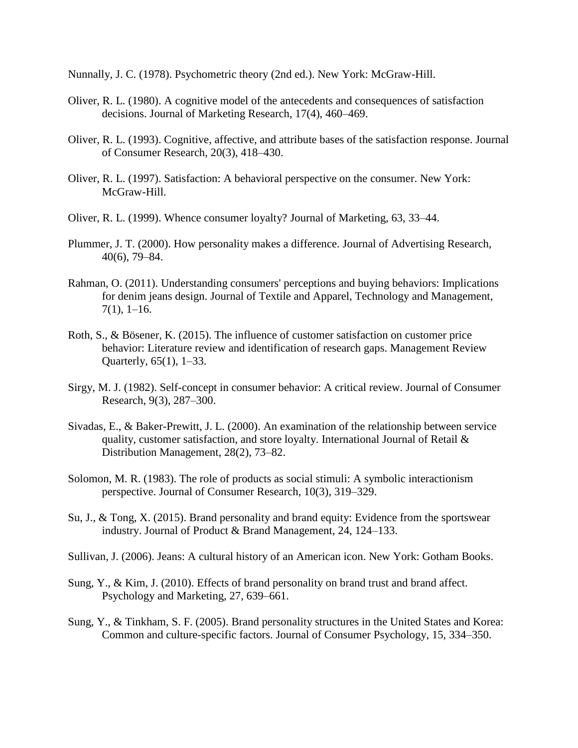Nunnally, J. C. (1978). Psychometric theory (2nd ed.). New York: McGraw-Hill.

Oliver, R. L. (1980). A cognitive model of the antecedents and consequences of satisfaction decisions. Journal of Marketing Research, 17(4), 460–469.

Oliver, R. L. (1993). Cognitive, affective, and attribute bases of the satisfaction response. Journal of Consumer Research, 20(3), 418–430.

Oliver, R. L. (1997). Satisfaction: A behavioral perspective on the consumer. New York: McGraw-Hill.

Oliver, R. L. (1999). Whence consumer loyalty? Journal of Marketing, 63, 33–44.

Plummer, J. T. (2000). How personality makes a difference. Journal of Advertising Research, 40(6), 79–84.

Rahman, O. (2011). Understanding consumers' perceptions and buying behaviors: Implications for denim jeans design. Journal of Textile and Apparel, Technology and Management, 7(1), 1–16.

Roth, S., & Bösener, K. (2015). The influence of customer satisfaction on customer price behavior: Literature review and identification of research gaps. Management Review Quarterly, 65(1), 1–33.

Sirgy, M. J. (1982). Self-concept in consumer behavior: A critical review. Journal of Consumer Research, 9(3), 287–300.

Sivadas, E., & Baker-Prewitt, J. L. (2000). An examination of the relationship between service quality, customer satisfaction, and store loyalty. International Journal of Retail & Distribution Management, 28(2), 73–82.

Solomon, M. R. (1983). The role of products as social stimuli: A symbolic interactionism perspective. Journal of Consumer Research, 10(3), 319–329.

Su, J., & Tong, X. (2015). Brand personality and brand equity: Evidence from the sportswear industry. Journal of Product & Brand Management, 24, 124–133.

Sullivan, J. (2006). Jeans: A cultural history of an American icon. New York: Gotham Books.

Sung, Y., & Kim, J. (2010). Effects of brand personality on brand trust and brand affect. Psychology and Marketing, 27, 639–661.

Sung, Y., & Tinkham, S. F. (2005). Brand personality structures in the United States and Korea: Common and culture-specific factors. Journal of Consumer Psychology, 15, 334–350.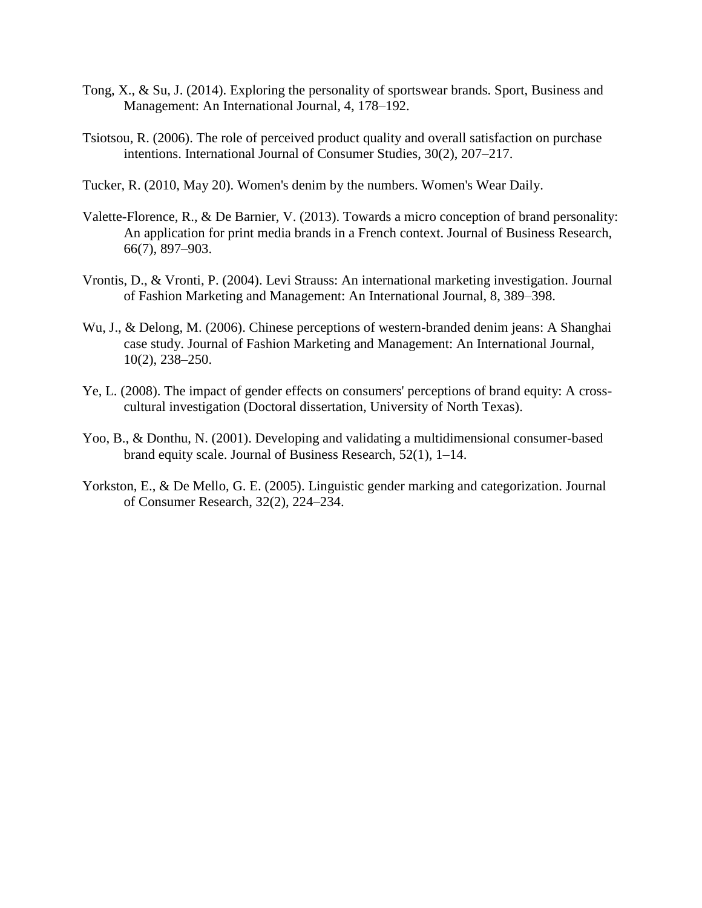Tong, X., & Su, J. (2014). Exploring the personality of sportswear brands. Sport, Business and Management: An International Journal, 4, 178–192.

Tsiotsou, R. (2006). The role of perceived product quality and overall satisfaction on purchase intentions. International Journal of Consumer Studies, 30(2), 207–217.

Tucker, R. (2010, May 20). Women's denim by the numbers. Women's Wear Daily.

Valette-Florence, R., & De Barnier, V. (2013). Towards a micro conception of brand personality: An application for print media brands in a French context. Journal of Business Research, 66(7), 897–903.

Vrontis, D., & Vronti, P. (2004). Levi Strauss: An international marketing investigation. Journal of Fashion Marketing and Management: An International Journal, 8, 389–398.

Wu, J., & Delong, M. (2006). Chinese perceptions of western-branded denim jeans: A Shanghai case study. Journal of Fashion Marketing and Management: An International Journal, 10(2), 238–250.

Ye, L. (2008). The impact of gender effects on consumers' perceptions of brand equity: A cross-cultural investigation (Doctoral dissertation, University of North Texas).

Yoo, B., & Donthu, N. (2001). Developing and validating a multidimensional consumer-based brand equity scale. Journal of Business Research, 52(1), 1–14.

Yorkston, E., & De Mello, G. E. (2005). Linguistic gender marking and categorization. Journal of Consumer Research, 32(2), 224–234.